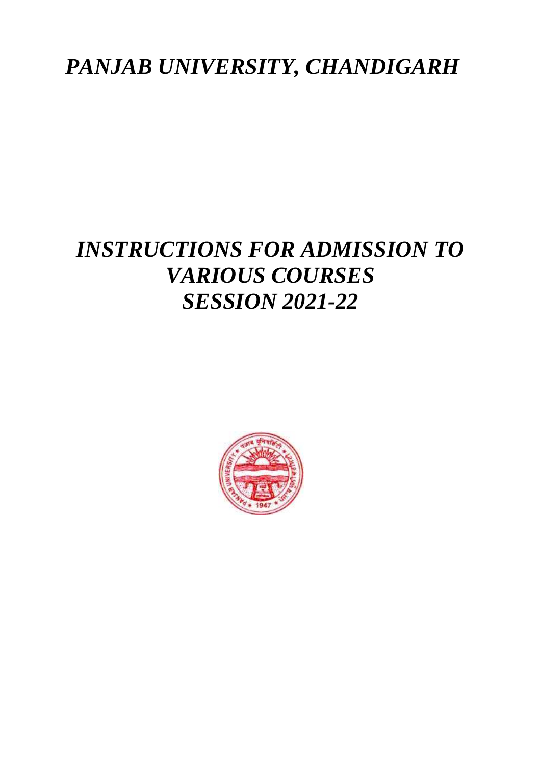# *PANJAB UNIVERSITY, CHANDIGARH*

# *INSTRUCTIONS FOR ADMISSION TO VARIOUS COURSES SESSION 2021-22*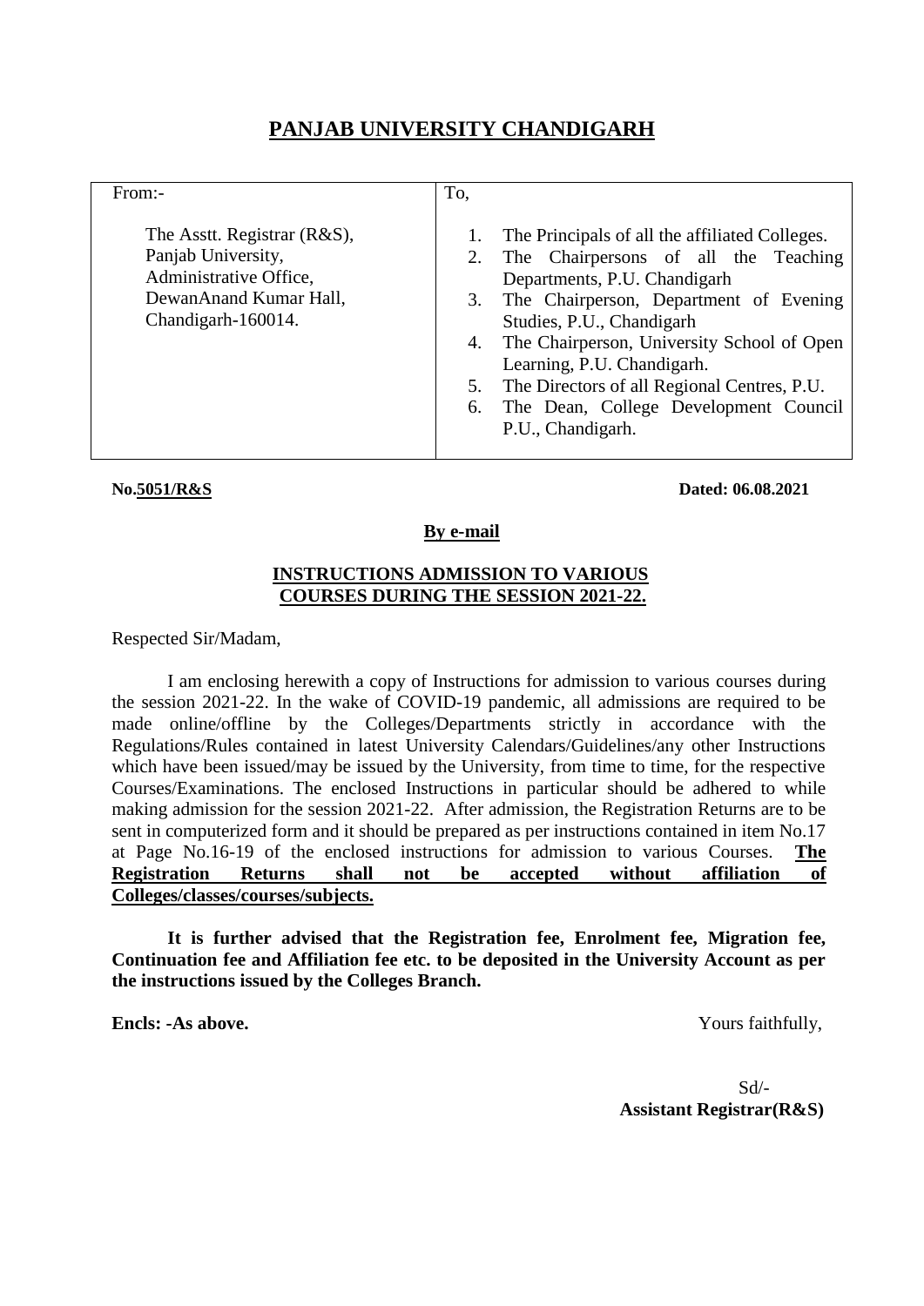# PANJAB UNIVERSITY CHANDIGARH

| From:- | To, |
|---|---|
| The Asstt. Registrar (R&S),<br>Panjab University,<br>Administrative Office,<br>DewanAnand Kumar Hall,<br>Chandigarh-160014. | 1. The Principals of all the affiliated Colleges.<br>2. The Chairpersons of all the Teaching Departments, P.U. Chandigarh<br>3. The Chairperson, Department of Evening Studies, P.U., Chandigarh<br>4. The Chairperson, University School of Open Learning, P.U. Chandigarh.<br>5. The Directors of all Regional Centres, P.U.<br>6. The Dean, College Development Council P.U., Chandigarh. |

**No.5051/R&S** **Dated: 06.08.2021**

**By e-mail**

**INSTRUCTIONS ADMISSION TO VARIOUS COURSES DURING THE SESSION 2021-22.**

Respected Sir/Madam,

I am enclosing herewith a copy of Instructions for admission to various courses during the session 2021-22. In the wake of COVID-19 pandemic, all admissions are required to be made online/offline by the Colleges/Departments strictly in accordance with the Regulations/Rules contained in latest University Calendars/Guidelines/any other Instructions which have been issued/may be issued by the University, from time to time, for the respective Courses/Examinations. The enclosed Instructions in particular should be adhered to while making admission for the session 2021-22. After admission, the Registration Returns are to be sent in computerized form and it should be prepared as per instructions contained in item No.17 at Page No.16-19 of the enclosed instructions for admission to various Courses. **The Registration Returns shall not be accepted without affiliation of Colleges/classes/courses/subjects.**

**It is further advised that the Registration fee, Enrolment fee, Migration fee, Continuation fee and Affiliation fee etc. to be deposited in the University Account as per the instructions issued by the Colleges Branch.**

**Encls: -As above.**

Yours faithfully,

Sd/-
**Assistant Registrar(R&S)**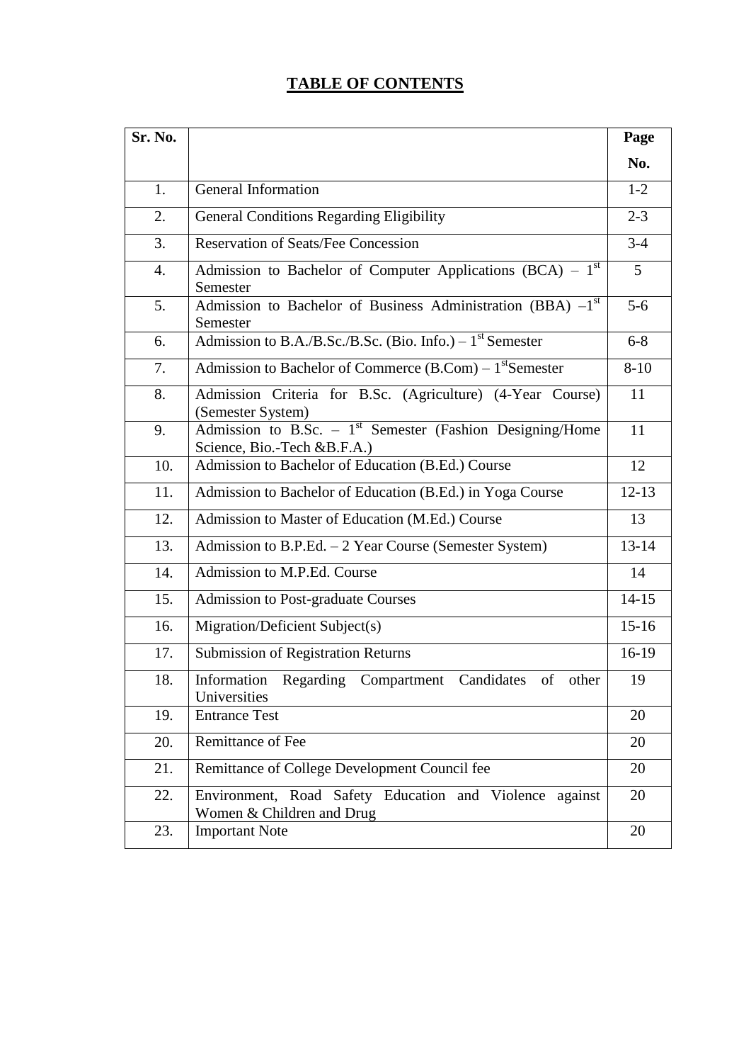# TABLE OF CONTENTS

| Sr. No. | | Page No. |
|---|---|---|
| 1. | General Information | 1-2 |
| 2. | General Conditions Regarding Eligibility | 2-3 |
| 3. | Reservation of Seats/Fee Concession | 3-4 |
| 4. | Admission to Bachelor of Computer Applications (BCA) – 1st Semester | 5 |
| 5. | Admission to Bachelor of Business Administration (BBA) –1st Semester | 5-6 |
| 6. | Admission to B.A./B.Sc./B.Sc. (Bio. Info.) – 1st Semester | 6-8 |
| 7. | Admission to Bachelor of Commerce (B.Com) – 1stSemester | 8-10 |
| 8. | Admission Criteria for B.Sc. (Agriculture) (4-Year Course) (Semester System) | 11 |
| 9. | Admission to B.Sc. – 1st Semester (Fashion Designing/Home Science, Bio.-Tech &B.F.A.) | 11 |
| 10. | Admission to Bachelor of Education (B.Ed.) Course | 12 |
| 11. | Admission to Bachelor of Education (B.Ed.) in Yoga Course | 12-13 |
| 12. | Admission to Master of Education (M.Ed.) Course | 13 |
| 13. | Admission to B.P.Ed. – 2 Year Course (Semester System) | 13-14 |
| 14. | Admission to M.P.Ed. Course | 14 |
| 15. | Admission to Post-graduate Courses | 14-15 |
| 16. | Migration/Deficient Subject(s) | 15-16 |
| 17. | Submission of Registration Returns | 16-19 |
| 18. | Information Regarding Compartment Candidates of other Universities | 19 |
| 19. | Entrance Test | 20 |
| 20. | Remittance of Fee | 20 |
| 21. | Remittance of College Development Council fee | 20 |
| 22. | Environment, Road Safety Education and Violence against Women & Children and Drug | 20 |
| 23. | Important Note | 20 |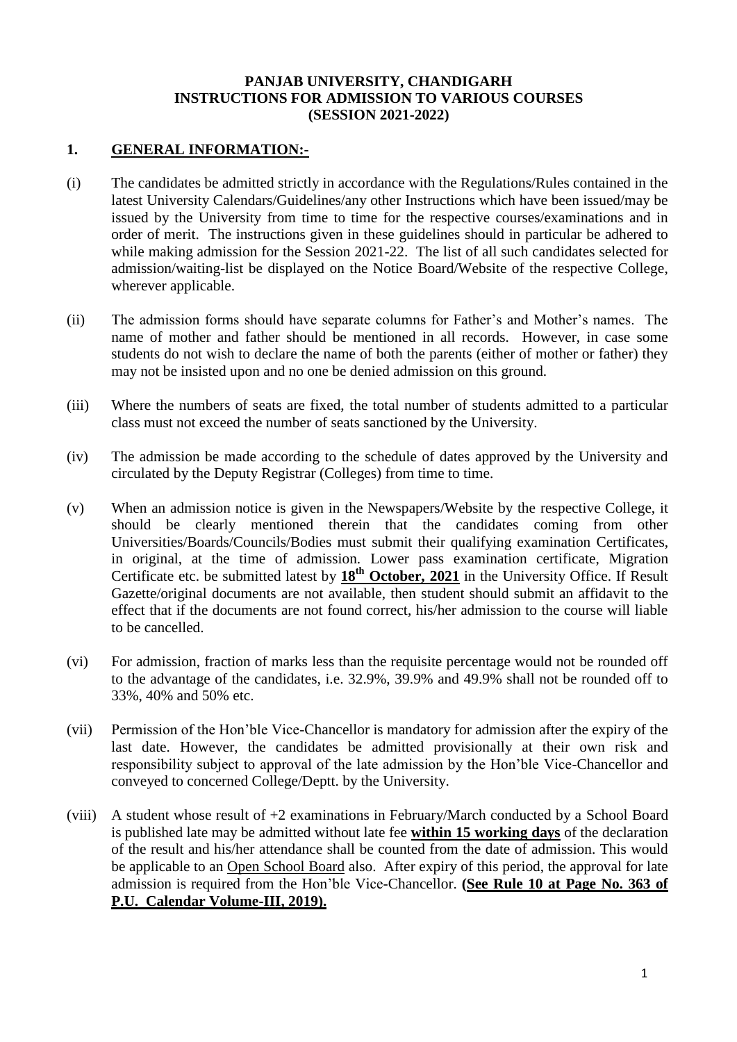**PANJAB UNIVERSITY, CHANDIGARH**
**INSTRUCTIONS FOR ADMISSION TO VARIOUS COURSES**
**(SESSION 2021-2022)**

## 1. GENERAL INFORMATION:-

(i) The candidates be admitted strictly in accordance with the Regulations/Rules contained in the latest University Calendars/Guidelines/any other Instructions which have been issued/may be issued by the University from time to time for the respective courses/examinations and in order of merit. The instructions given in these guidelines should in particular be adhered to while making admission for the Session 2021-22. The list of all such candidates selected for admission/waiting-list be displayed on the Notice Board/Website of the respective College, wherever applicable.

(ii) The admission forms should have separate columns for Father's and Mother's names. The name of mother and father should be mentioned in all records. However, in case some students do not wish to declare the name of both the parents (either of mother or father) they may not be insisted upon and no one be denied admission on this ground.

(iii) Where the numbers of seats are fixed, the total number of students admitted to a particular class must not exceed the number of seats sanctioned by the University.

(iv) The admission be made according to the schedule of dates approved by the University and circulated by the Deputy Registrar (Colleges) from time to time.

(v) When an admission notice is given in the Newspapers/Website by the respective College, it should be clearly mentioned therein that the candidates coming from other Universities/Boards/Councils/Bodies must submit their qualifying examination Certificates, in original, at the time of admission. Lower pass examination certificate, Migration Certificate etc. be submitted latest by **18th October, 2021** in the University Office. If Result Gazette/original documents are not available, then student should submit an affidavit to the effect that if the documents are not found correct, his/her admission to the course will liable to be cancelled.

(vi) For admission, fraction of marks less than the requisite percentage would not be rounded off to the advantage of the candidates, i.e. 32.9%, 39.9% and 49.9% shall not be rounded off to 33%, 40% and 50% etc.

(vii) Permission of the Hon'ble Vice-Chancellor is mandatory for admission after the expiry of the last date. However, the candidates be admitted provisionally at their own risk and responsibility subject to approval of the late admission by the Hon'ble Vice-Chancellor and conveyed to concerned College/Deptt. by the University.

(viii) A student whose result of +2 examinations in February/March conducted by a School Board is published late may be admitted without late fee **within 15 working days** of the declaration of the result and his/her attendance shall be counted from the date of admission. This would be applicable to an Open School Board also. After expiry of this period, the approval for late admission is required from the Hon'ble Vice-Chancellor. **(See Rule 10 at Page No. 363 of P.U. Calendar Volume-III, 2019).**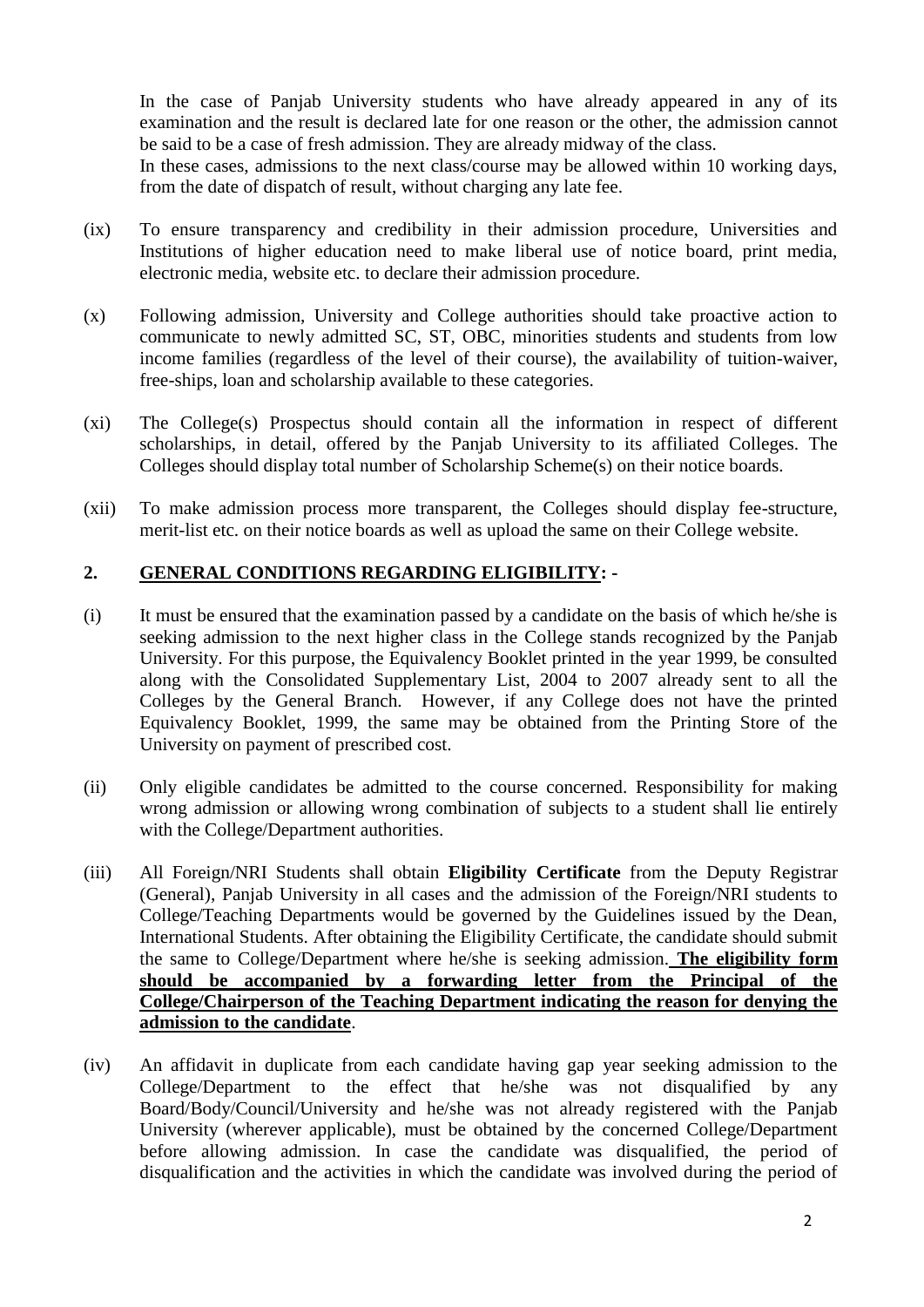In the case of Panjab University students who have already appeared in any of its examination and the result is declared late for one reason or the other, the admission cannot be said to be a case of fresh admission. They are already midway of the class.
In these cases, admissions to the next class/course may be allowed within 10 working days, from the date of dispatch of result, without charging any late fee.

(ix) To ensure transparency and credibility in their admission procedure, Universities and Institutions of higher education need to make liberal use of notice board, print media, electronic media, website etc. to declare their admission procedure.

(x) Following admission, University and College authorities should take proactive action to communicate to newly admitted SC, ST, OBC, minorities students and students from low income families (regardless of the level of their course), the availability of tuition-waiver, free-ships, loan and scholarship available to these categories.

(xi) The College(s) Prospectus should contain all the information in respect of different scholarships, in detail, offered by the Panjab University to its affiliated Colleges. The Colleges should display total number of Scholarship Scheme(s) on their notice boards.

(xii) To make admission process more transparent, the Colleges should display fee-structure, merit-list etc. on their notice boards as well as upload the same on their College website.

## 2. GENERAL CONDITIONS REGARDING ELIGIBILITY: -

(i) It must be ensured that the examination passed by a candidate on the basis of which he/she is seeking admission to the next higher class in the College stands recognized by the Panjab University. For this purpose, the Equivalency Booklet printed in the year 1999, be consulted along with the Consolidated Supplementary List, 2004 to 2007 already sent to all the Colleges by the General Branch. However, if any College does not have the printed Equivalency Booklet, 1999, the same may be obtained from the Printing Store of the University on payment of prescribed cost.

(ii) Only eligible candidates be admitted to the course concerned. Responsibility for making wrong admission or allowing wrong combination of subjects to a student shall lie entirely with the College/Department authorities.

(iii) All Foreign/NRI Students shall obtain **Eligibility Certificate** from the Deputy Registrar (General), Panjab University in all cases and the admission of the Foreign/NRI students to College/Teaching Departments would be governed by the Guidelines issued by the Dean, International Students. After obtaining the Eligibility Certificate, the candidate should submit the same to College/Department where he/she is seeking admission. **The eligibility form should be accompanied by a forwarding letter from the Principal of the College/Chairperson of the Teaching Department indicating the reason for denying the admission to the candidate**.

(iv) An affidavit in duplicate from each candidate having gap year seeking admission to the College/Department to the effect that he/she was not disqualified by any Board/Body/Council/University and he/she was not already registered with the Panjab University (wherever applicable), must be obtained by the concerned College/Department before allowing admission. In case the candidate was disqualified, the period of disqualification and the activities in which the candidate was involved during the period of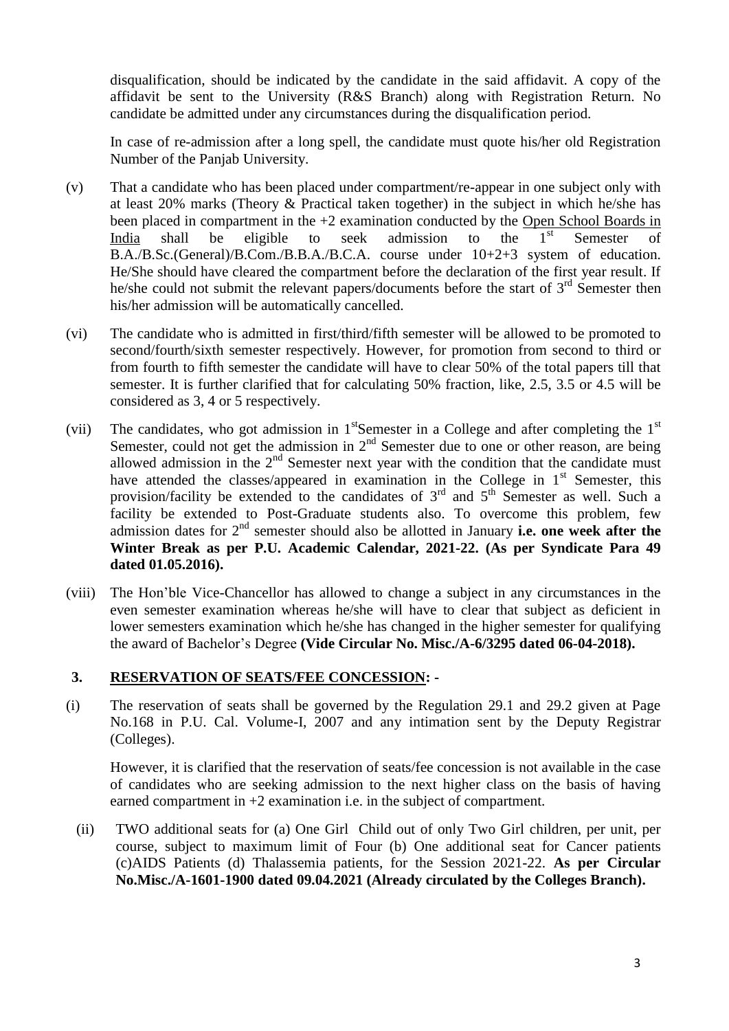disqualification, should be indicated by the candidate in the said affidavit. A copy of the affidavit be sent to the University (R&S Branch) along with Registration Return. No candidate be admitted under any circumstances during the disqualification period.

In case of re-admission after a long spell, the candidate must quote his/her old Registration Number of the Panjab University.

(v) That a candidate who has been placed under compartment/re-appear in one subject only with at least 20% marks (Theory & Practical taken together) in the subject in which he/she has been placed in compartment in the +2 examination conducted by the <u>Open School Boards in India</u> shall be eligible to seek admission to the 1st Semester of B.A./B.Sc.(General)/B.Com./B.B.A./B.C.A. course under 10+2+3 system of education. He/She should have cleared the compartment before the declaration of the first year result. If he/she could not submit the relevant papers/documents before the start of 3rd Semester then his/her admission will be automatically cancelled.

(vi) The candidate who is admitted in first/third/fifth semester will be allowed to be promoted to second/fourth/sixth semester respectively. However, for promotion from second to third or from fourth to fifth semester the candidate will have to clear 50% of the total papers till that semester. It is further clarified that for calculating 50% fraction, like, 2.5, 3.5 or 4.5 will be considered as 3, 4 or 5 respectively.

(vii) The candidates, who got admission in 1st Semester in a College and after completing the 1st Semester, could not get the admission in 2nd Semester due to one or other reason, are being allowed admission in the 2nd Semester next year with the condition that the candidate must have attended the classes/appeared in examination in the College in 1st Semester, this provision/facility be extended to the candidates of 3rd and 5th Semester as well. Such a facility be extended to Post-Graduate students also. To overcome this problem, few admission dates for 2nd semester should also be allotted in January **i.e. one week after the Winter Break as per P.U. Academic Calendar, 2021-22. (As per Syndicate Para 49 dated 01.05.2016).**

(viii) The Hon'ble Vice-Chancellor has allowed to change a subject in any circumstances in the even semester examination whereas he/she will have to clear that subject as deficient in lower semesters examination which he/she has changed in the higher semester for qualifying the award of Bachelor's Degree **(Vide Circular No. Misc./A-6/3295 dated 06-04-2018).**

## 3. <u>RESERVATION OF SEATS/FEE CONCESSION</u>: -

(i) The reservation of seats shall be governed by the Regulation 29.1 and 29.2 given at Page No.168 in P.U. Cal. Volume-I, 2007 and any intimation sent by the Deputy Registrar (Colleges).

However, it is clarified that the reservation of seats/fee concession is not available in the case of candidates who are seeking admission to the next higher class on the basis of having earned compartment in +2 examination i.e. in the subject of compartment.

(ii) TWO additional seats for (a) One Girl Child out of only Two Girl children, per unit, per course, subject to maximum limit of Four (b) One additional seat for Cancer patients (c)AIDS Patients (d) Thalassemia patients, for the Session 2021-22. **As per Circular No.Misc./A-1601-1900 dated 09.04.2021 (Already circulated by the Colleges Branch).**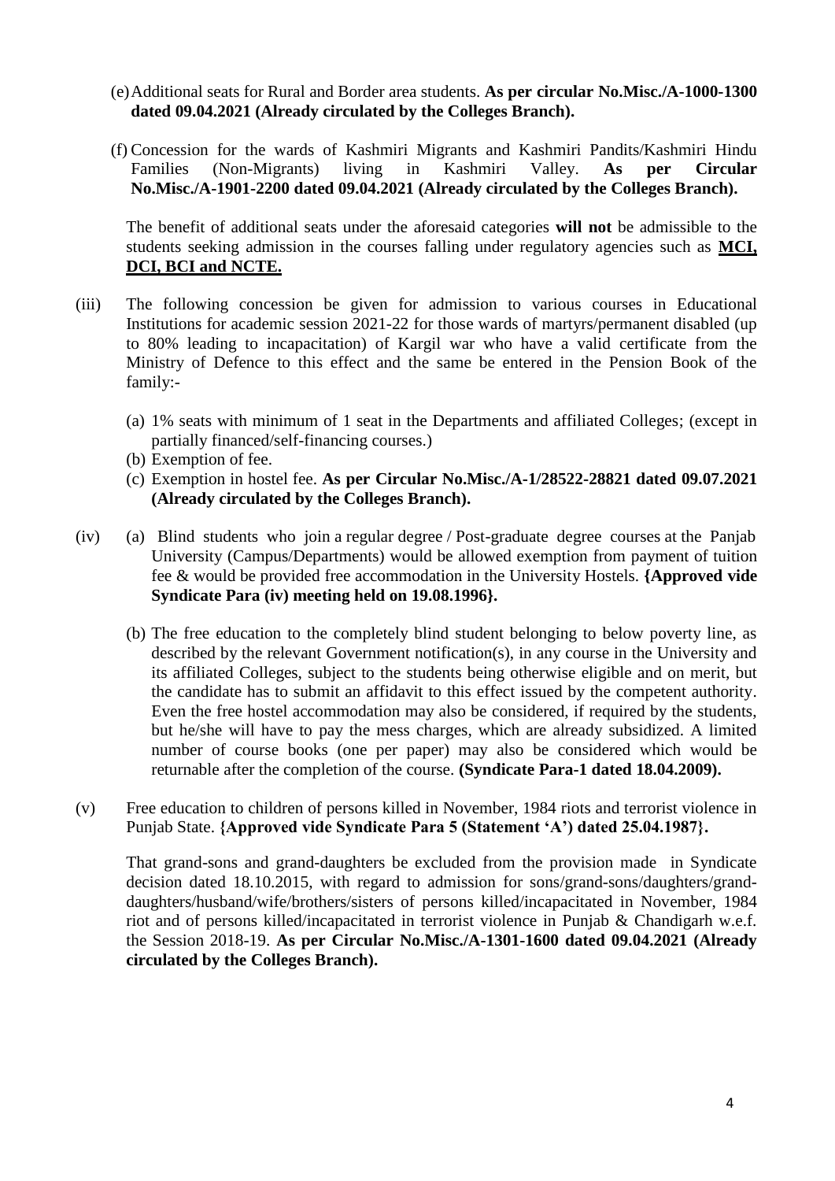(e) Additional seats for Rural and Border area students. **As per circular No.Misc./A-1000-1300 dated 09.04.2021 (Already circulated by the Colleges Branch).**

(f) Concession for the wards of Kashmiri Migrants and Kashmiri Pandits/Kashmiri Hindu Families (Non-Migrants) living in Kashmiri Valley. **As per Circular No.Misc./A-1901-2200 dated 09.04.2021 (Already circulated by the Colleges Branch).**

The benefit of additional seats under the aforesaid categories **will not** be admissible to the students seeking admission in the courses falling under regulatory agencies such as **<u>MCI, DCI, BCI and NCTE.</u>**

(iii) The following concession be given for admission to various courses in Educational Institutions for academic session 2021-22 for those wards of martyrs/permanent disabled (up to 80% leading to incapacitation) of Kargil war who have a valid certificate from the Ministry of Defence to this effect and the same be entered in the Pension Book of the family:-

(a) 1% seats with minimum of 1 seat in the Departments and affiliated Colleges; (except in partially financed/self-financing courses.)
(b) Exemption of fee.
(c) Exemption in hostel fee. **As per Circular No.Misc./A-1/28522-28821 dated 09.07.2021 (Already circulated by the Colleges Branch).**

(iv) (a) Blind students who join a regular degree / Post-graduate degree courses at the Panjab University (Campus/Departments) would be allowed exemption from payment of tuition fee & would be provided free accommodation in the University Hostels. **{Approved vide Syndicate Para (iv) meeting held on 19.08.1996}.**

(b) The free education to the completely blind student belonging to below poverty line, as described by the relevant Government notification(s), in any course in the University and its affiliated Colleges, subject to the students being otherwise eligible and on merit, but the candidate has to submit an affidavit to this effect issued by the competent authority. Even the free hostel accommodation may also be considered, if required by the students, but he/she will have to pay the mess charges, which are already subsidized. A limited number of course books (one per paper) may also be considered which would be returnable after the completion of the course. **(Syndicate Para-1 dated 18.04.2009).**

(v) Free education to children of persons killed in November, 1984 riots and terrorist violence in Punjab State. **{Approved vide Syndicate Para 5 (Statement 'A') dated 25.04.1987}.**

That grand-sons and grand-daughters be excluded from the provision made in Syndicate decision dated 18.10.2015, with regard to admission for sons/grand-sons/daughters/grand-daughters/husband/wife/brothers/sisters of persons killed/incapacitated in November, 1984 riot and of persons killed/incapacitated in terrorist violence in Punjab & Chandigarh w.e.f. the Session 2018-19. **As per Circular No.Misc./A-1301-1600 dated 09.04.2021 (Already circulated by the Colleges Branch).**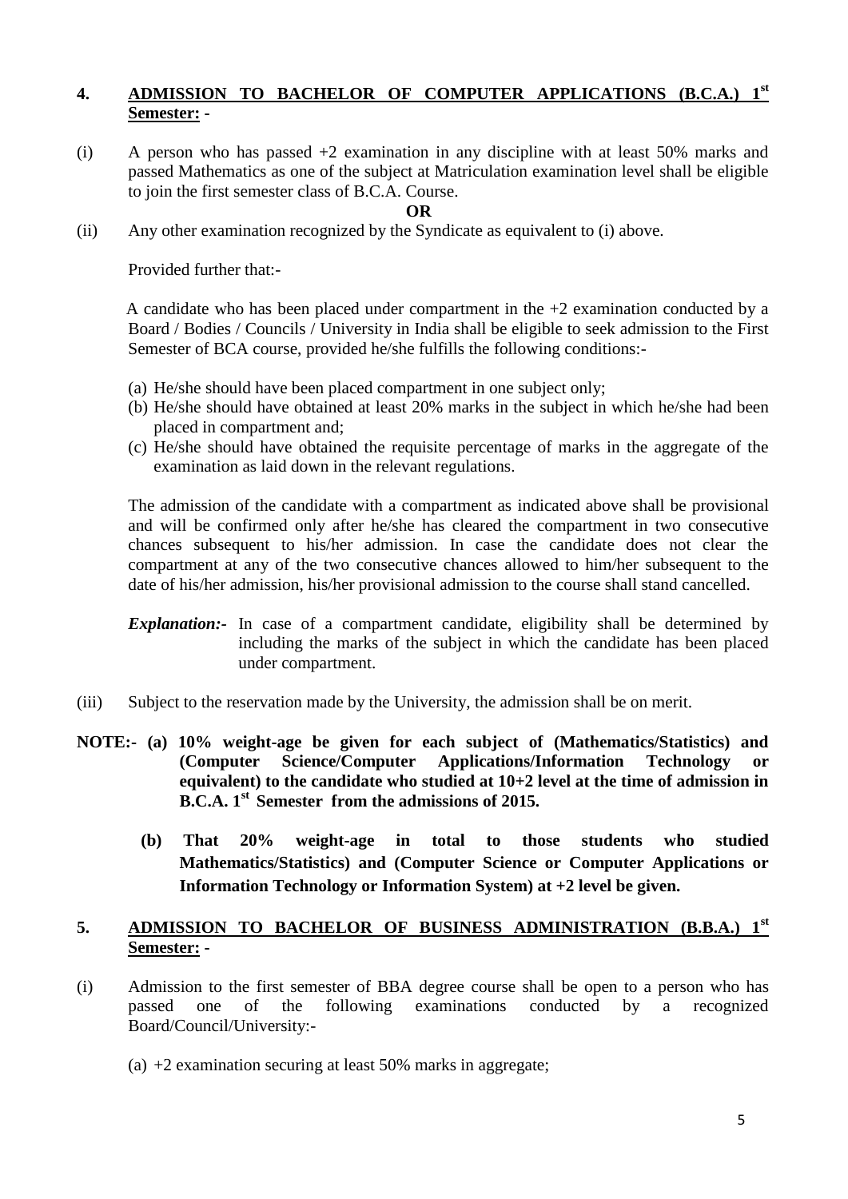## 4. **<u>ADMISSION TO BACHELOR OF COMPUTER APPLICATIONS (B.C.A.) 1st Semester:</u>** -

(i) A person who has passed +2 examination in any discipline with at least 50% marks and passed Mathematics as one of the subject at Matriculation examination level shall be eligible to join the first semester class of B.C.A. Course.

**OR**

(ii) Any other examination recognized by the Syndicate as equivalent to (i) above.

Provided further that:-

A candidate who has been placed under compartment in the +2 examination conducted by a Board / Bodies / Councils / University in India shall be eligible to seek admission to the First Semester of BCA course, provided he/she fulfills the following conditions:-

(a) He/she should have been placed compartment in one subject only;
(b) He/she should have obtained at least 20% marks in the subject in which he/she had been placed in compartment and;
(c) He/she should have obtained the requisite percentage of marks in the aggregate of the examination as laid down in the relevant regulations.

The admission of the candidate with a compartment as indicated above shall be provisional and will be confirmed only after he/she has cleared the compartment in two consecutive chances subsequent to his/her admission. In case the candidate does not clear the compartment at any of the two consecutive chances allowed to him/her subsequent to the date of his/her admission, his/her provisional admission to the course shall stand cancelled.

***Explanation:-*** In case of a compartment candidate, eligibility shall be determined by including the marks of the subject in which the candidate has been placed under compartment.

(iii) Subject to the reservation made by the University, the admission shall be on merit.

**NOTE:- (a) 10% weight-age be given for each subject of (Mathematics/Statistics) and (Computer Science/Computer Applications/Information Technology or equivalent) to the candidate who studied at 10+2 level at the time of admission in B.C.A. 1st Semester from the admissions of 2015.**

**(b) That 20% weight-age in total to those students who studied Mathematics/Statistics) and (Computer Science or Computer Applications or Information Technology or Information System) at +2 level be given.**

## 5. **<u>ADMISSION TO BACHELOR OF BUSINESS ADMINISTRATION (B.B.A.) 1st Semester:</u>** -

(i) Admission to the first semester of BBA degree course shall be open to a person who has passed one of the following examinations conducted by a recognized Board/Council/University:-

(a) +2 examination securing at least 50% marks in aggregate;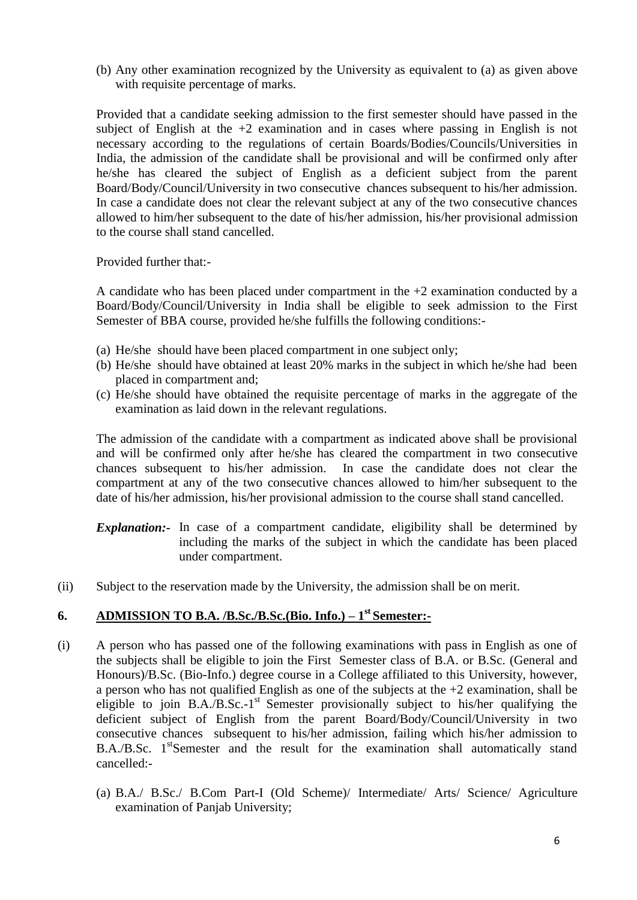(b) Any other examination recognized by the University as equivalent to (a) as given above with requisite percentage of marks.

Provided that a candidate seeking admission to the first semester should have passed in the subject of English at the +2 examination and in cases where passing in English is not necessary according to the regulations of certain Boards/Bodies/Councils/Universities in India, the admission of the candidate shall be provisional and will be confirmed only after he/she has cleared the subject of English as a deficient subject from the parent Board/Body/Council/University in two consecutive chances subsequent to his/her admission. In case a candidate does not clear the relevant subject at any of the two consecutive chances allowed to him/her subsequent to the date of his/her admission, his/her provisional admission to the course shall stand cancelled.

Provided further that:-

A candidate who has been placed under compartment in the +2 examination conducted by a Board/Body/Council/University in India shall be eligible to seek admission to the First Semester of BBA course, provided he/she fulfills the following conditions:-

(a) He/she should have been placed compartment in one subject only;
(b) He/she should have obtained at least 20% marks in the subject in which he/she had been placed in compartment and;
(c) He/she should have obtained the requisite percentage of marks in the aggregate of the examination as laid down in the relevant regulations.

The admission of the candidate with a compartment as indicated above shall be provisional and will be confirmed only after he/she has cleared the compartment in two consecutive chances subsequent to his/her admission. In case the candidate does not clear the compartment at any of the two consecutive chances allowed to him/her subsequent to the date of his/her admission, his/her provisional admission to the course shall stand cancelled.

***Explanation:-*** In case of a compartment candidate, eligibility shall be determined by including the marks of the subject in which the candidate has been placed under compartment.

(ii) Subject to the reservation made by the University, the admission shall be on merit.

## 6. ADMISSION TO B.A. /B.Sc./B.Sc.(Bio. Info.) – 1st Semester:-

(i) A person who has passed one of the following examinations with pass in English as one of the subjects shall be eligible to join the First Semester class of B.A. or B.Sc. (General and Honours)/B.Sc. (Bio-Info.) degree course in a College affiliated to this University, however, a person who has not qualified English as one of the subjects at the +2 examination, shall be eligible to join B.A./B.Sc.-1st Semester provisionally subject to his/her qualifying the deficient subject of English from the parent Board/Body/Council/University in two consecutive chances subsequent to his/her admission, failing which his/her admission to B.A./B.Sc. 1stSemester and the result for the examination shall automatically stand cancelled:-

(a) B.A./ B.Sc./ B.Com Part-I (Old Scheme)/ Intermediate/ Arts/ Science/ Agriculture examination of Panjab University;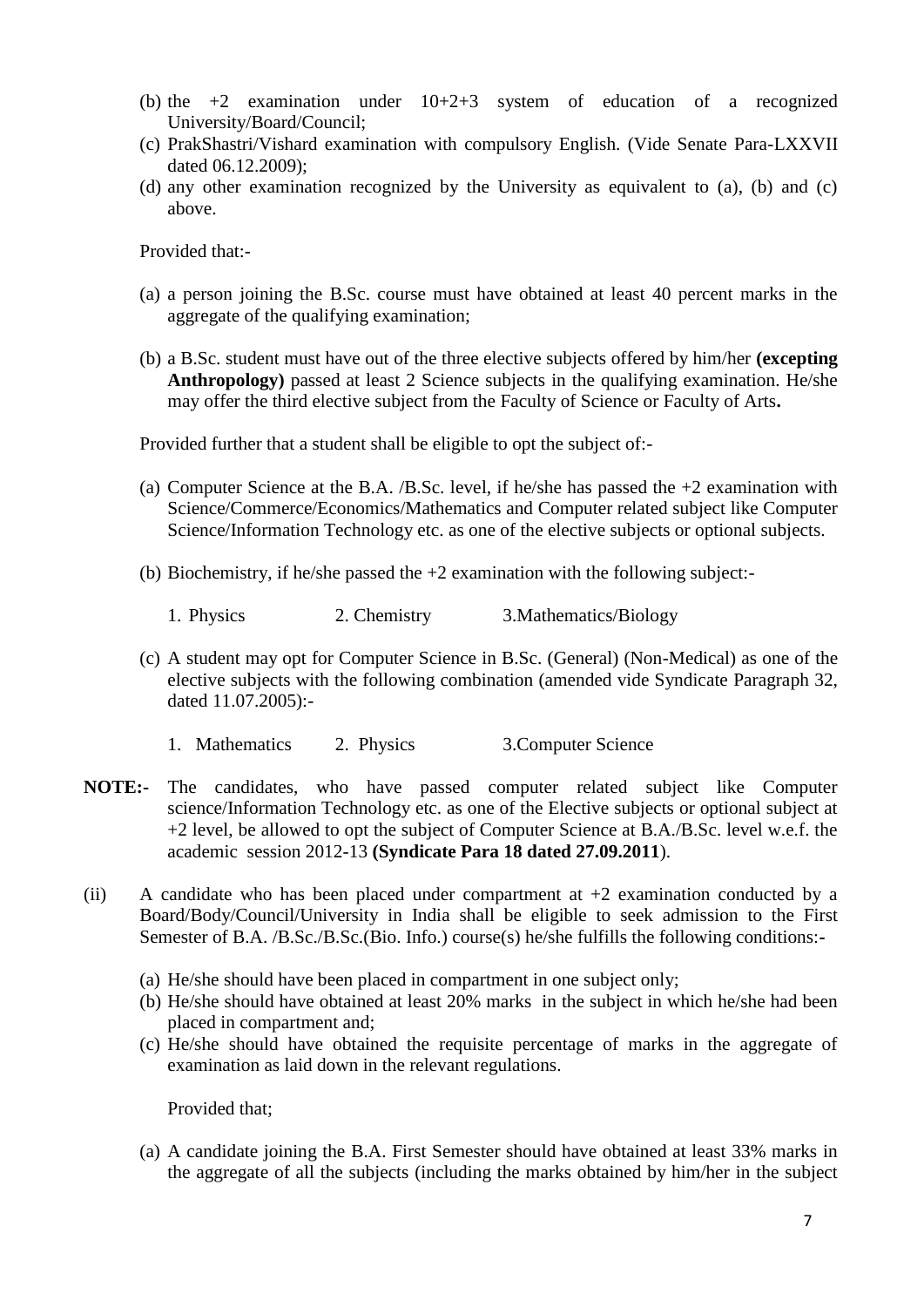(b) the +2 examination under 10+2+3 system of education of a recognized University/Board/Council;

(c) PrakShastri/Vishard examination with compulsory English. (Vide Senate Para-LXXVII dated 06.12.2009);

(d) any other examination recognized by the University as equivalent to (a), (b) and (c) above.

Provided that:-

(a) a person joining the B.Sc. course must have obtained at least 40 percent marks in the aggregate of the qualifying examination;

(b) a B.Sc. student must have out of the three elective subjects offered by him/her **(excepting Anthropology)** passed at least 2 Science subjects in the qualifying examination. He/she may offer the third elective subject from the Faculty of Science or Faculty of Arts**.**

Provided further that a student shall be eligible to opt the subject of:-

(a) Computer Science at the B.A. /B.Sc. level, if he/she has passed the +2 examination with Science/Commerce/Economics/Mathematics and Computer related subject like Computer Science/Information Technology etc. as one of the elective subjects or optional subjects.

(b) Biochemistry, if he/she passed the +2 examination with the following subject:-

1. Physics 2. Chemistry 3.Mathematics/Biology

(c) A student may opt for Computer Science in B.Sc. (General) (Non-Medical) as one of the elective subjects with the following combination (amended vide Syndicate Paragraph 32, dated 11.07.2005):-

1. Mathematics 2. Physics 3.Computer Science

**NOTE:-** The candidates, who have passed computer related subject like Computer science/Information Technology etc. as one of the Elective subjects or optional subject at +2 level, be allowed to opt the subject of Computer Science at B.A./B.Sc. level w.e.f. the academic session 2012-13 **(Syndicate Para 18 dated 27.09.2011**).

(ii) A candidate who has been placed under compartment at +2 examination conducted by a Board/Body/Council/University in India shall be eligible to seek admission to the First Semester of B.A. /B.Sc./B.Sc.(Bio. Info.) course(s) he/she fulfills the following conditions:-

(a) He/she should have been placed in compartment in one subject only;

(b) He/she should have obtained at least 20% marks in the subject in which he/she had been placed in compartment and;

(c) He/she should have obtained the requisite percentage of marks in the aggregate of examination as laid down in the relevant regulations.

Provided that;

(a) A candidate joining the B.A. First Semester should have obtained at least 33% marks in the aggregate of all the subjects (including the marks obtained by him/her in the subject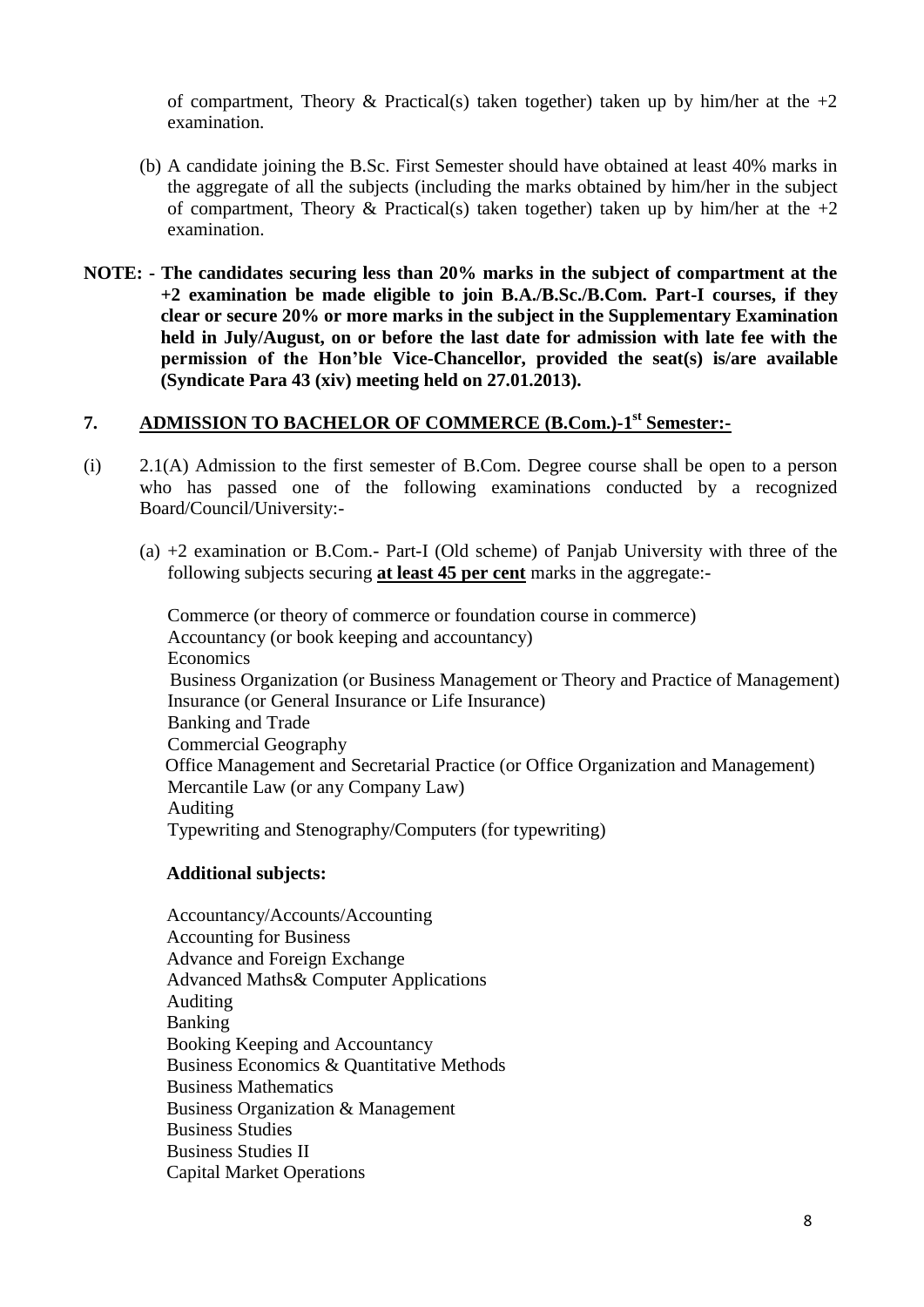of compartment, Theory & Practical(s) taken together) taken up by him/her at the +2 examination.

(b) A candidate joining the B.Sc. First Semester should have obtained at least 40% marks in the aggregate of all the subjects (including the marks obtained by him/her in the subject of compartment, Theory & Practical(s) taken together) taken up by him/her at the +2 examination.

**NOTE: - The candidates securing less than 20% marks in the subject of compartment at the +2 examination be made eligible to join B.A./B.Sc./B.Com. Part-I courses, if they clear or secure 20% or more marks in the subject in the Supplementary Examination held in July/August, on or before the last date for admission with late fee with the permission of the Hon'ble Vice-Chancellor, provided the seat(s) is/are available (Syndicate Para 43 (xiv) meeting held on 27.01.2013).**

## 7. ADMISSION TO BACHELOR OF COMMERCE (B.Com.)-1st Semester:-

(i) 2.1(A) Admission to the first semester of B.Com. Degree course shall be open to a person who has passed one of the following examinations conducted by a recognized Board/Council/University:-

(a) +2 examination or B.Com.- Part-I (Old scheme) of Panjab University with three of the following subjects securing **at least 45 per cent** marks in the aggregate:-

Commerce (or theory of commerce or foundation course in commerce)
Accountancy (or book keeping and accountancy)
Economics
Business Organization (or Business Management or Theory and Practice of Management)
Insurance (or General Insurance or Life Insurance)
Banking and Trade
Commercial Geography
Office Management and Secretarial Practice (or Office Organization and Management)
Mercantile Law (or any Company Law)
Auditing
Typewriting and Stenography/Computers (for typewriting)

**Additional subjects:**

Accountancy/Accounts/Accounting
Accounting for Business
Advance and Foreign Exchange
Advanced Maths& Computer Applications
Auditing
Banking
Booking Keeping and Accountancy
Business Economics & Quantitative Methods
Business Mathematics
Business Organization & Management
Business Studies
Business Studies II
Capital Market Operations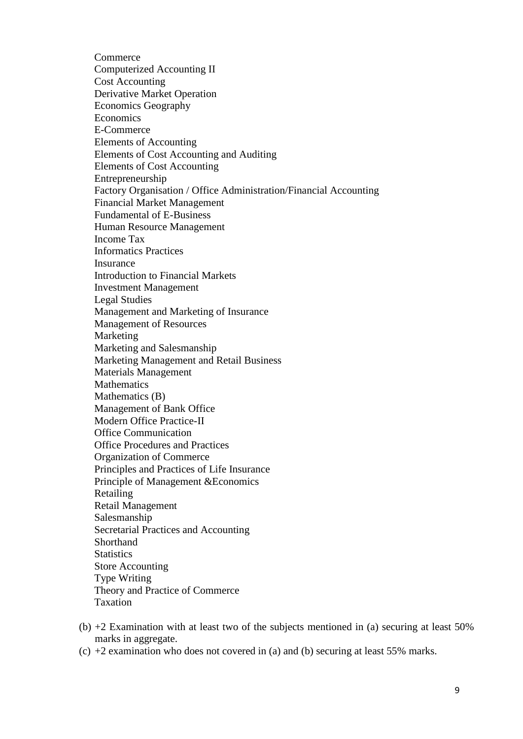Commerce
Computerized Accounting II
Cost Accounting
Derivative Market Operation
Economics Geography
Economics
E-Commerce
Elements of Accounting
Elements of Cost Accounting and Auditing
Elements of Cost Accounting
Entrepreneurship
Factory Organisation / Office Administration/Financial Accounting
Financial Market Management
Fundamental of E-Business
Human Resource Management
Income Tax
Informatics Practices
Insurance
Introduction to Financial Markets
Investment Management
Legal Studies
Management and Marketing of Insurance
Management of Resources
Marketing
Marketing and Salesmanship
Marketing Management and Retail Business
Materials Management
Mathematics
Mathematics (B)
Management of Bank Office
Modern Office Practice-II
Office Communication
Office Procedures and Practices
Organization of Commerce
Principles and Practices of Life Insurance
Principle of Management &Economics
Retailing
Retail Management
Salesmanship
Secretarial Practices and Accounting
Shorthand
Statistics
Store Accounting
Type Writing
Theory and Practice of Commerce
Taxation

(b) +2 Examination with at least two of the subjects mentioned in (a) securing at least 50% marks in aggregate.

(c) +2 examination who does not covered in (a) and (b) securing at least 55% marks.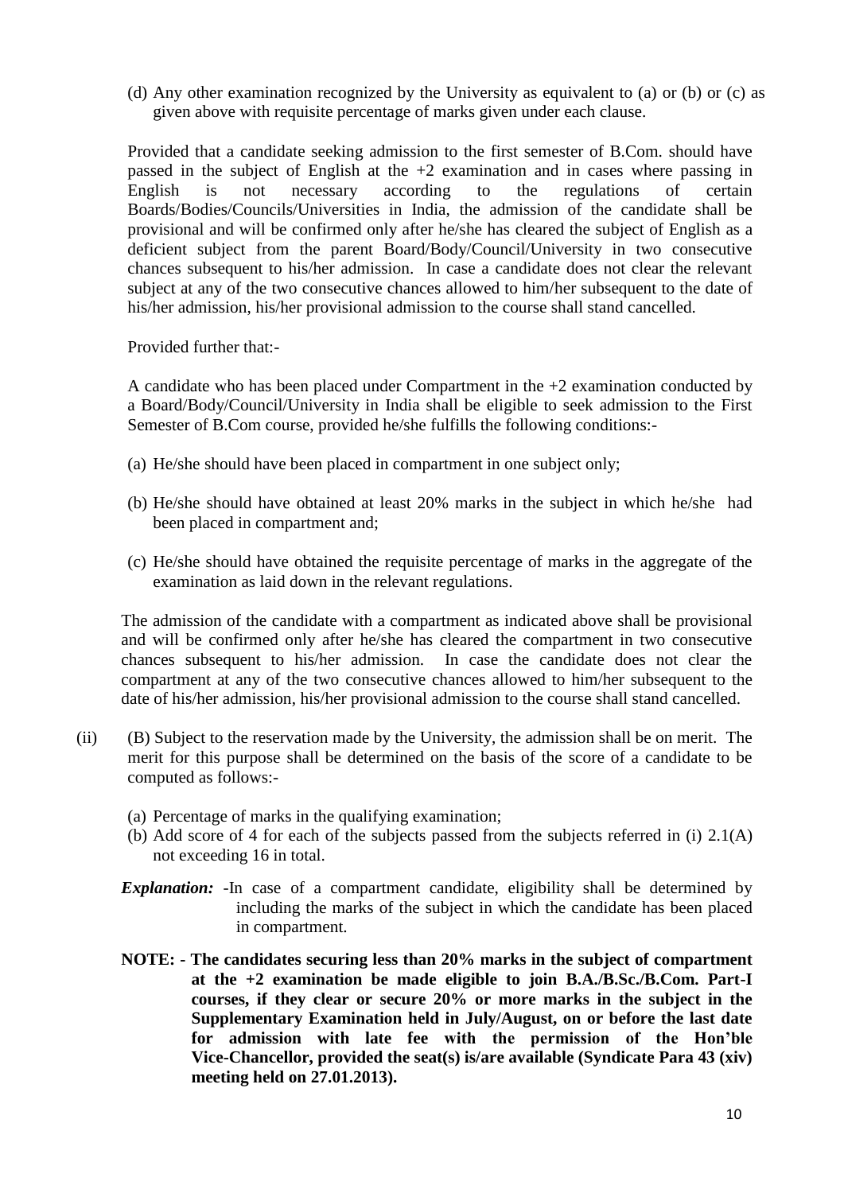(d) Any other examination recognized by the University as equivalent to (a) or (b) or (c) as given above with requisite percentage of marks given under each clause.

Provided that a candidate seeking admission to the first semester of B.Com. should have passed in the subject of English at the +2 examination and in cases where passing in English is not necessary according to the regulations of certain Boards/Bodies/Councils/Universities in India, the admission of the candidate shall be provisional and will be confirmed only after he/she has cleared the subject of English as a deficient subject from the parent Board/Body/Council/University in two consecutive chances subsequent to his/her admission. In case a candidate does not clear the relevant subject at any of the two consecutive chances allowed to him/her subsequent to the date of his/her admission, his/her provisional admission to the course shall stand cancelled.

Provided further that:-

A candidate who has been placed under Compartment in the +2 examination conducted by a Board/Body/Council/University in India shall be eligible to seek admission to the First Semester of B.Com course, provided he/she fulfills the following conditions:-

(a) He/she should have been placed in compartment in one subject only;

(b) He/she should have obtained at least 20% marks in the subject in which he/she had been placed in compartment and;

(c) He/she should have obtained the requisite percentage of marks in the aggregate of the examination as laid down in the relevant regulations.

The admission of the candidate with a compartment as indicated above shall be provisional and will be confirmed only after he/she has cleared the compartment in two consecutive chances subsequent to his/her admission. In case the candidate does not clear the compartment at any of the two consecutive chances allowed to him/her subsequent to the date of his/her admission, his/her provisional admission to the course shall stand cancelled.

(ii) (B) Subject to the reservation made by the University, the admission shall be on merit. The merit for this purpose shall be determined on the basis of the score of a candidate to be computed as follows:-

(a) Percentage of marks in the qualifying examination;
(b) Add score of 4 for each of the subjects passed from the subjects referred in (i) 2.1(A) not exceeding 16 in total.

***Explanation:*** -In case of a compartment candidate, eligibility shall be determined by including the marks of the subject in which the candidate has been placed in compartment.

**NOTE: - The candidates securing less than 20% marks in the subject of compartment at the +2 examination be made eligible to join B.A./B.Sc./B.Com. Part-I courses, if they clear or secure 20% or more marks in the subject in the Supplementary Examination held in July/August, on or before the last date for admission with late fee with the permission of the Hon'ble Vice-Chancellor, provided the seat(s) is/are available (Syndicate Para 43 (xiv) meeting held on 27.01.2013).**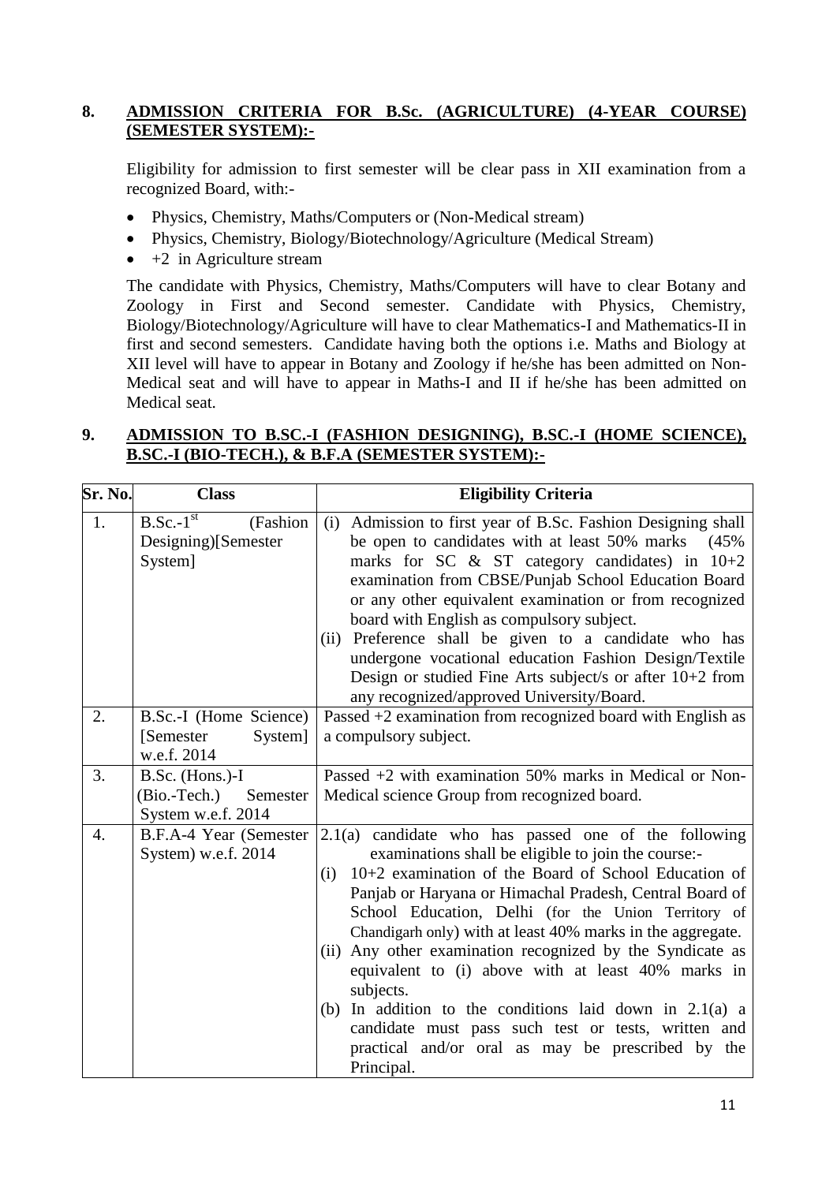**8. ADMISSION CRITERIA FOR B.Sc. (AGRICULTURE) (4-YEAR COURSE) (SEMESTER SYSTEM):-**

Eligibility for admission to first semester will be clear pass in XII examination from a recognized Board, with:-

- Physics, Chemistry, Maths/Computers or (Non-Medical stream)
- Physics, Chemistry, Biology/Biotechnology/Agriculture (Medical Stream)
- +2 in Agriculture stream

The candidate with Physics, Chemistry, Maths/Computers will have to clear Botany and Zoology in First and Second semester. Candidate with Physics, Chemistry, Biology/Biotechnology/Agriculture will have to clear Mathematics-I and Mathematics-II in first and second semesters. Candidate having both the options i.e. Maths and Biology at XII level will have to appear in Botany and Zoology if he/she has been admitted on Non-Medical seat and will have to appear in Maths-I and II if he/she has been admitted on Medical seat.

**9. ADMISSION TO B.SC.-I (FASHION DESIGNING), B.SC.-I (HOME SCIENCE), B.SC.-I (BIO-TECH.), & B.F.A (SEMESTER SYSTEM):-**

| Sr. No. | Class | Eligibility Criteria |
|---|---|---|
| 1. | B.Sc.-1st (Fashion Designing)[Semester System] | (i) Admission to first year of B.Sc. Fashion Designing shall be open to candidates with at least 50% marks (45% marks for SC & ST category candidates) in 10+2 examination from CBSE/Punjab School Education Board or any other equivalent examination or from recognized board with English as compulsory subject.<br>(ii) Preference shall be given to a candidate who has undergone vocational education Fashion Design/Textile Design or studied Fine Arts subject/s or after 10+2 from any recognized/approved University/Board. |
| 2. | B.Sc.-I (Home Science) [Semester System] w.e.f. 2014 | Passed +2 examination from recognized board with English as a compulsory subject. |
| 3. | B.Sc. (Hons.)-I (Bio.-Tech.) Semester System w.e.f. 2014 | Passed +2 with examination 50% marks in Medical or Non-Medical science Group from recognized board. |
| 4. | B.F.A-4 Year (Semester System) w.e.f. 2014 | 2.1(a) candidate who has passed one of the following examinations shall be eligible to join the course:-<br>(i) 10+2 examination of the Board of School Education of Panjab or Haryana or Himachal Pradesh, Central Board of School Education, Delhi (for the Union Territory of Chandigarh only) with at least 40% marks in the aggregate.<br>(ii) Any other examination recognized by the Syndicate as equivalent to (i) above with at least 40% marks in subjects.<br>(b) In addition to the conditions laid down in 2.1(a) a candidate must pass such test or tests, written and practical and/or oral as may be prescribed by the Principal. |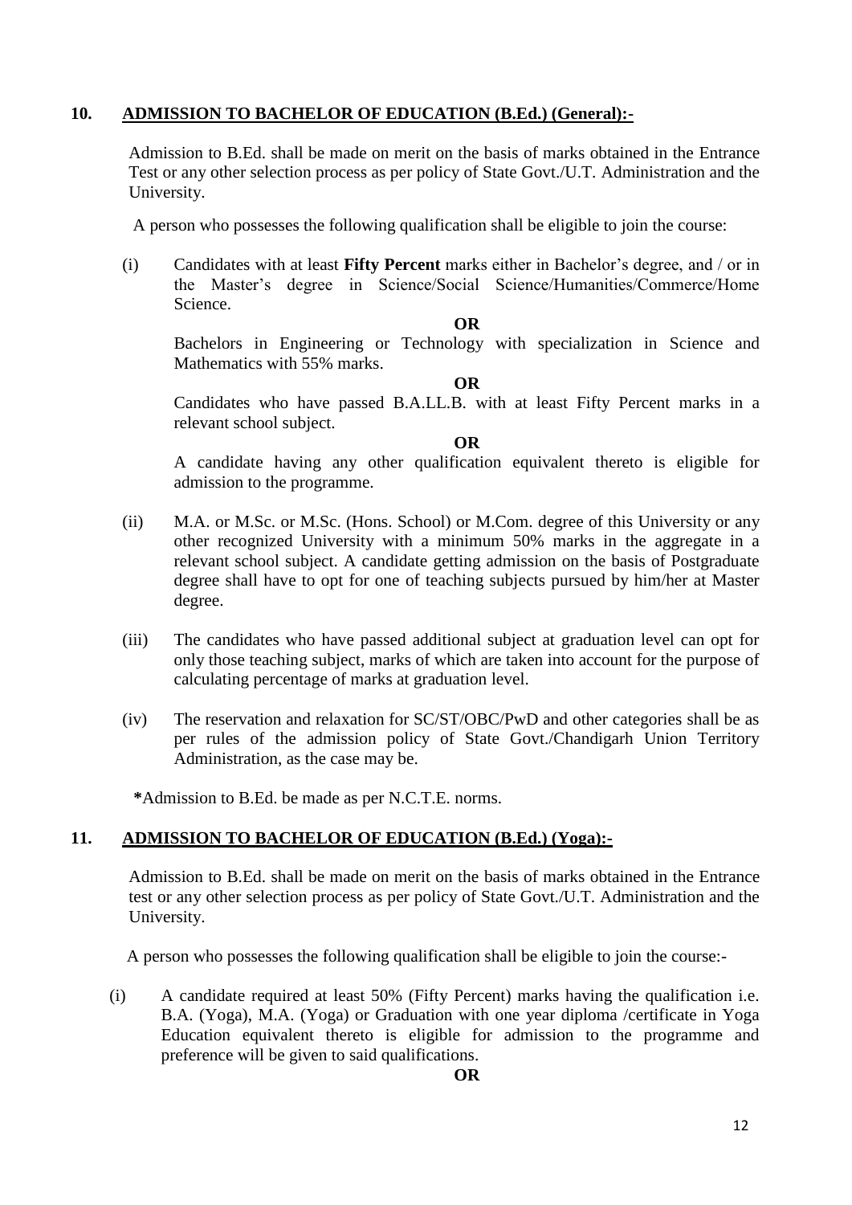## 10. ADMISSION TO BACHELOR OF EDUCATION (B.Ed.) (General):-

Admission to B.Ed. shall be made on merit on the basis of marks obtained in the Entrance Test or any other selection process as per policy of State Govt./U.T. Administration and the University.

A person who possesses the following qualification shall be eligible to join the course:

(i) Candidates with at least **Fifty Percent** marks either in Bachelor's degree, and / or in the Master's degree in Science/Social Science/Humanities/Commerce/Home Science.

**OR**

Bachelors in Engineering or Technology with specialization in Science and Mathematics with 55% marks.

**OR**

Candidates who have passed B.A.LL.B. with at least Fifty Percent marks in a relevant school subject.

**OR**

A candidate having any other qualification equivalent thereto is eligible for admission to the programme.

(ii) M.A. or M.Sc. or M.Sc. (Hons. School) or M.Com. degree of this University or any other recognized University with a minimum 50% marks in the aggregate in a relevant school subject. A candidate getting admission on the basis of Postgraduate degree shall have to opt for one of teaching subjects pursued by him/her at Master degree.

(iii) The candidates who have passed additional subject at graduation level can opt for only those teaching subject, marks of which are taken into account for the purpose of calculating percentage of marks at graduation level.

(iv) The reservation and relaxation for SC/ST/OBC/PwD and other categories shall be as per rules of the admission policy of State Govt./Chandigarh Union Territory Administration, as the case may be.

**\***Admission to B.Ed. be made as per N.C.T.E. norms.

## 11. ADMISSION TO BACHELOR OF EDUCATION (B.Ed.) (Yoga):-

Admission to B.Ed. shall be made on merit on the basis of marks obtained in the Entrance test or any other selection process as per policy of State Govt./U.T. Administration and the University.

A person who possesses the following qualification shall be eligible to join the course:-

(i) A candidate required at least 50% (Fifty Percent) marks having the qualification i.e. B.A. (Yoga), M.A. (Yoga) or Graduation with one year diploma /certificate in Yoga Education equivalent thereto is eligible for admission to the programme and preference will be given to said qualifications.

**OR**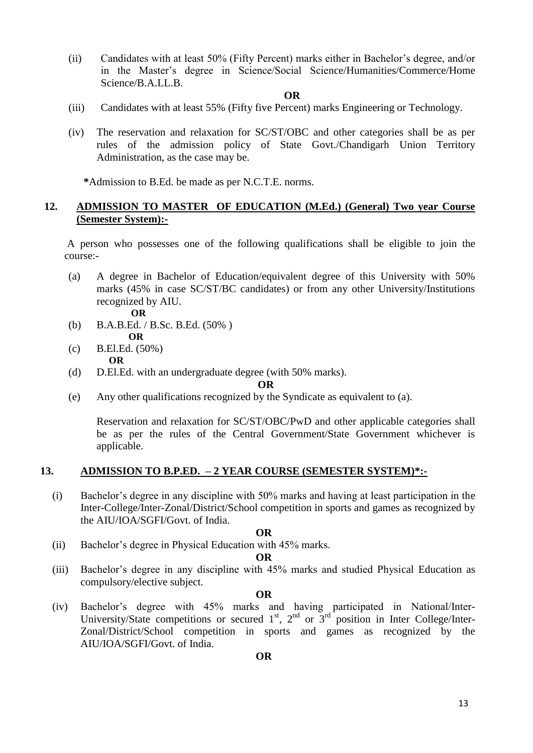(ii) Candidates with at least 50% (Fifty Percent) marks either in Bachelor's degree, and/or in the Master's degree in Science/Social Science/Humanities/Commerce/Home Science/B.A.LL.B.

**OR**

(iii) Candidates with at least 55% (Fifty five Percent) marks Engineering or Technology.

(iv) The reservation and relaxation for SC/ST/OBC and other categories shall be as per rules of the admission policy of State Govt./Chandigarh Union Territory Administration, as the case may be.

**\***Admission to B.Ed. be made as per N.C.T.E. norms.

## 12. ADMISSION TO MASTER OF EDUCATION (M.Ed.) (General) Two year Course (Semester System):-

A person who possesses one of the following qualifications shall be eligible to join the course:-

(a) A degree in Bachelor of Education/equivalent degree of this University with 50% marks (45% in case SC/ST/BC candidates) or from any other University/Institutions recognized by AIU.

**OR**

(b) B.A.B.Ed. / B.Sc. B.Ed. (50% )

**OR**

(c) B.El.Ed. (50%)

**OR**

(d) D.El.Ed. with an undergraduate degree (with 50% marks).

**OR**

(e) Any other qualifications recognized by the Syndicate as equivalent to (a).

Reservation and relaxation for SC/ST/OBC/PwD and other applicable categories shall be as per the rules of the Central Government/State Government whichever is applicable.

## 13. ADMISSION TO B.P.ED. – 2 YEAR COURSE (SEMESTER SYSTEM)*:-

(i) Bachelor's degree in any discipline with 50% marks and having at least participation in the Inter-College/Inter-Zonal/District/School competition in sports and games as recognized by the AIU/IOA/SGFI/Govt. of India.

**OR**

(ii) Bachelor's degree in Physical Education with 45% marks.

**OR**

(iii) Bachelor's degree in any discipline with 45% marks and studied Physical Education as compulsory/elective subject.

**OR**

(iv) Bachelor's degree with 45% marks and having participated in National/Inter-University/State competitions or secured 1st, 2nd or 3rd position in Inter College/Inter-Zonal/District/School competition in sports and games as recognized by the AIU/IOA/SGFI/Govt. of India.

**OR**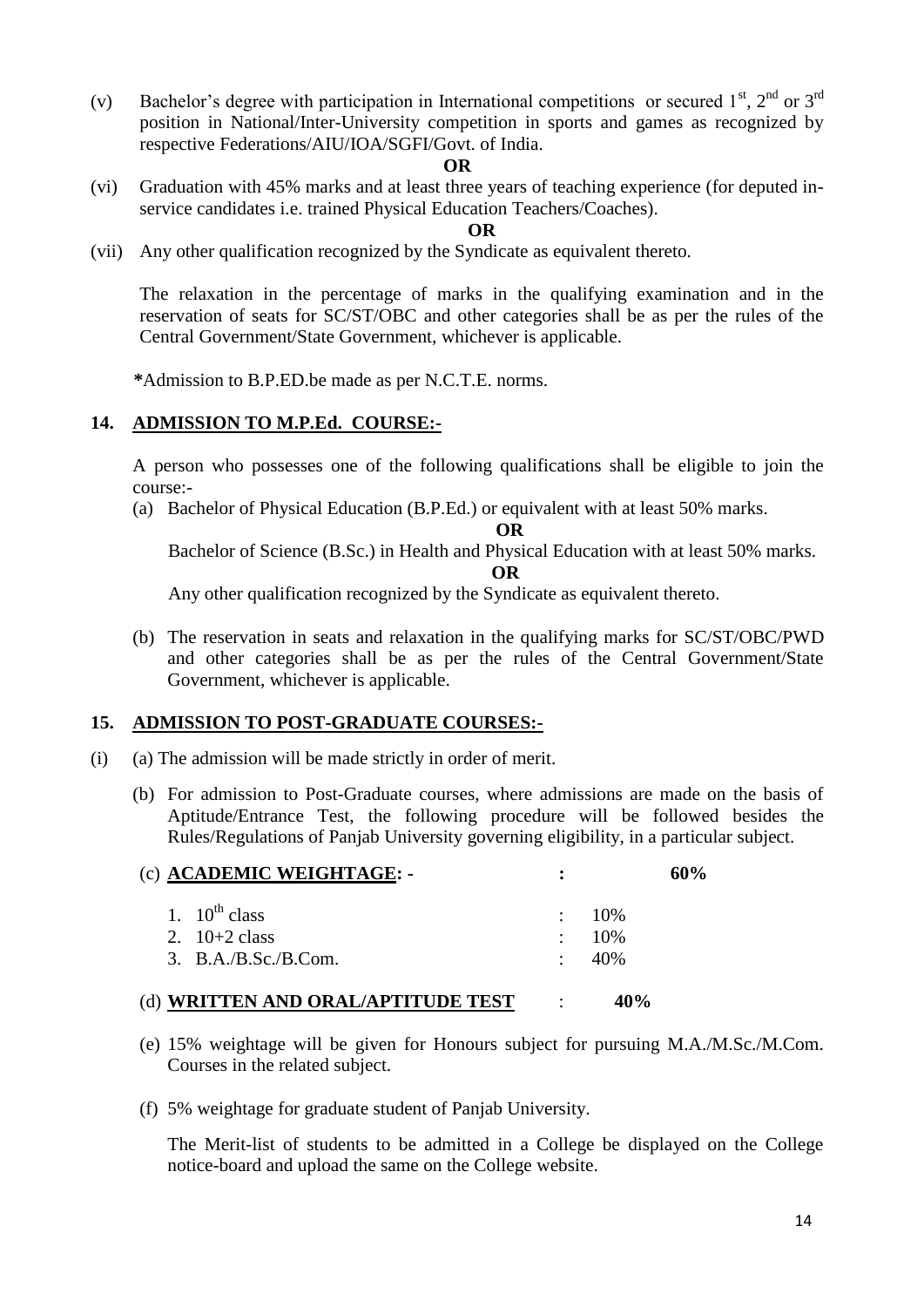(v) Bachelor's degree with participation in International competitions or secured 1st, 2nd or 3rd position in National/Inter-University competition in sports and games as recognized by respective Federations/AIU/IOA/SGFI/Govt. of India.

**OR**

(vi) Graduation with 45% marks and at least three years of teaching experience (for deputed in-service candidates i.e. trained Physical Education Teachers/Coaches).

**OR**

(vii) Any other qualification recognized by the Syndicate as equivalent thereto.

The relaxation in the percentage of marks in the qualifying examination and in the reservation of seats for SC/ST/OBC and other categories shall be as per the rules of the Central Government/State Government, whichever is applicable.

**\***Admission to B.P.ED.be made as per N.C.T.E. norms.

## 14. ADMISSION TO M.P.Ed. COURSE:-

A person who possesses one of the following qualifications shall be eligible to join the course:-

(a) Bachelor of Physical Education (B.P.Ed.) or equivalent with at least 50% marks.

**OR**

Bachelor of Science (B.Sc.) in Health and Physical Education with at least 50% marks.

**OR**

Any other qualification recognized by the Syndicate as equivalent thereto.

(b) The reservation in seats and relaxation in the qualifying marks for SC/ST/OBC/PWD and other categories shall be as per the rules of the Central Government/State Government, whichever is applicable.

## 15. ADMISSION TO POST-GRADUATE COURSES:-

(i) (a) The admission will be made strictly in order of merit.

(b) For admission to Post-Graduate courses, where admissions are made on the basis of Aptitude/Entrance Test, the following procedure will be followed besides the Rules/Regulations of Panjab University governing eligibility, in a particular subject.

(c) **ACADEMIC WEIGHTAGE: -** : **60%**

1. 10th class : 10%
2. 10+2 class : 10%
3. B.A./B.Sc./B.Com. : 40%

(d) **WRITTEN AND ORAL/APTITUDE TEST** : **40%**

(e) 15% weightage will be given for Honours subject for pursuing M.A./M.Sc./M.Com. Courses in the related subject.

(f) 5% weightage for graduate student of Panjab University.

The Merit-list of students to be admitted in a College be displayed on the College notice-board and upload the same on the College website.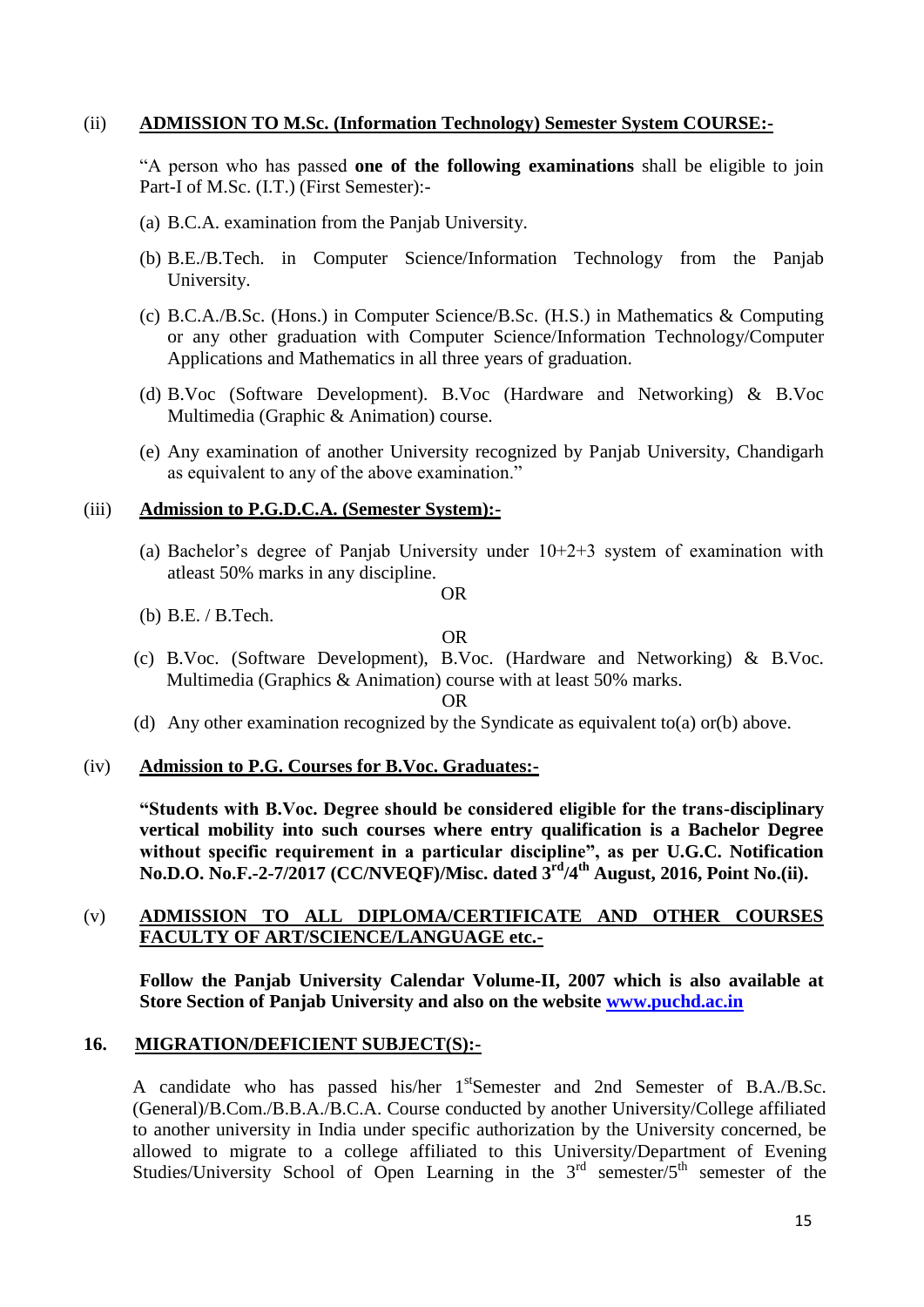(ii) **ADMISSION TO M.Sc. (Information Technology) Semester System COURSE:-**

"A person who has passed **one of the following examinations** shall be eligible to join Part-I of M.Sc. (I.T.) (First Semester):-

(a) B.C.A. examination from the Panjab University.

(b) B.E./B.Tech. in Computer Science/Information Technology from the Panjab University.

(c) B.C.A./B.Sc. (Hons.) in Computer Science/B.Sc. (H.S.) in Mathematics & Computing or any other graduation with Computer Science/Information Technology/Computer Applications and Mathematics in all three years of graduation.

(d) B.Voc (Software Development). B.Voc (Hardware and Networking) & B.Voc Multimedia (Graphic & Animation) course.

(e) Any examination of another University recognized by Panjab University, Chandigarh as equivalent to any of the above examination."

(iii) **Admission to P.G.D.C.A. (Semester System):-**

(a) Bachelor's degree of Panjab University under 10+2+3 system of examination with atleast 50% marks in any discipline.

OR

(b) B.E. / B.Tech.

OR

(c) B.Voc. (Software Development), B.Voc. (Hardware and Networking) & B.Voc. Multimedia (Graphics & Animation) course with at least 50% marks.

OR

(d) Any other examination recognized by the Syndicate as equivalent to(a) or(b) above.

(iv) **Admission to P.G. Courses for B.Voc. Graduates:-**

**"Students with B.Voc. Degree should be considered eligible for the trans-disciplinary vertical mobility into such courses where entry qualification is a Bachelor Degree without specific requirement in a particular discipline", as per U.G.C. Notification No.D.O. No.F.-2-7/2017 (CC/NVEQF)/Misc. dated 3rd/4th August, 2016, Point No.(ii).**

(v) **ADMISSION TO ALL DIPLOMA/CERTIFICATE AND OTHER COURSES FACULTY OF ART/SCIENCE/LANGUAGE etc.-**

**Follow the Panjab University Calendar Volume-II, 2007 which is also available at Store Section of Panjab University and also on the website www.puchd.ac.in**

## 16. MIGRATION/DEFICIENT SUBJECT(S):-

A candidate who has passed his/her 1st Semester and 2nd Semester of B.A./B.Sc. (General)/B.Com./B.B.A./B.C.A. Course conducted by another University/College affiliated to another university in India under specific authorization by the University concerned, be allowed to migrate to a college affiliated to this University/Department of Evening Studies/University School of Open Learning in the 3rd semester/5th semester of the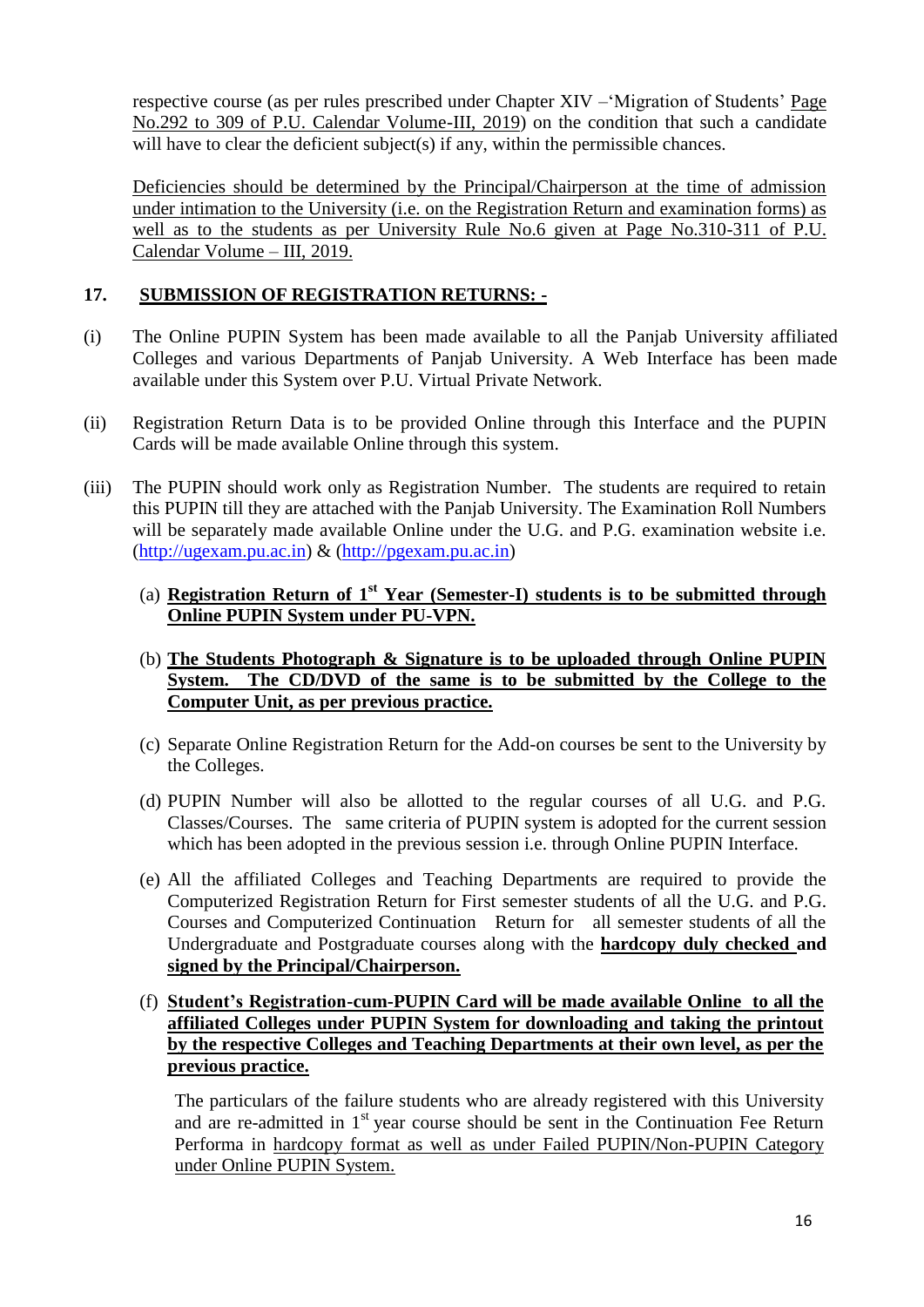respective course (as per rules prescribed under Chapter XIV –'Migration of Students' Page No.292 to 309 of P.U. Calendar Volume-III, 2019) on the condition that such a candidate will have to clear the deficient subject(s) if any, within the permissible chances.

Deficiencies should be determined by the Principal/Chairperson at the time of admission under intimation to the University (i.e. on the Registration Return and examination forms) as well as to the students as per University Rule No.6 given at Page No.310-311 of P.U. Calendar Volume – III, 2019.

## 17. SUBMISSION OF REGISTRATION RETURNS: -

(i) The Online PUPIN System has been made available to all the Panjab University affiliated Colleges and various Departments of Panjab University. A Web Interface has been made available under this System over P.U. Virtual Private Network.

(ii) Registration Return Data is to be provided Online through this Interface and the PUPIN Cards will be made available Online through this system.

(iii) The PUPIN should work only as Registration Number. The students are required to retain this PUPIN till they are attached with the Panjab University. The Examination Roll Numbers will be separately made available Online under the U.G. and P.G. examination website i.e. (http://ugexam.pu.ac.in) & (http://pgexam.pu.ac.in)

(a) **Registration Return of 1st Year (Semester-I) students is to be submitted through Online PUPIN System under PU-VPN.**

(b) **The Students Photograph & Signature is to be uploaded through Online PUPIN System. The CD/DVD of the same is to be submitted by the College to the Computer Unit, as per previous practice.**

(c) Separate Online Registration Return for the Add-on courses be sent to the University by the Colleges.

(d) PUPIN Number will also be allotted to the regular courses of all U.G. and P.G. Classes/Courses. The same criteria of PUPIN system is adopted for the current session which has been adopted in the previous session i.e. through Online PUPIN Interface.

(e) All the affiliated Colleges and Teaching Departments are required to provide the Computerized Registration Return for First semester students of all the U.G. and P.G. Courses and Computerized Continuation Return for all semester students of all the Undergraduate and Postgraduate courses along with the **hardcopy duly checked and signed by the Principal/Chairperson.**

(f) **Student's Registration-cum-PUPIN Card will be made available Online to all the affiliated Colleges under PUPIN System for downloading and taking the printout by the respective Colleges and Teaching Departments at their own level, as per the previous practice.**

The particulars of the failure students who are already registered with this University and are re-admitted in 1st year course should be sent in the Continuation Fee Return Performa in hardcopy format as well as under Failed PUPIN/Non-PUPIN Category under Online PUPIN System.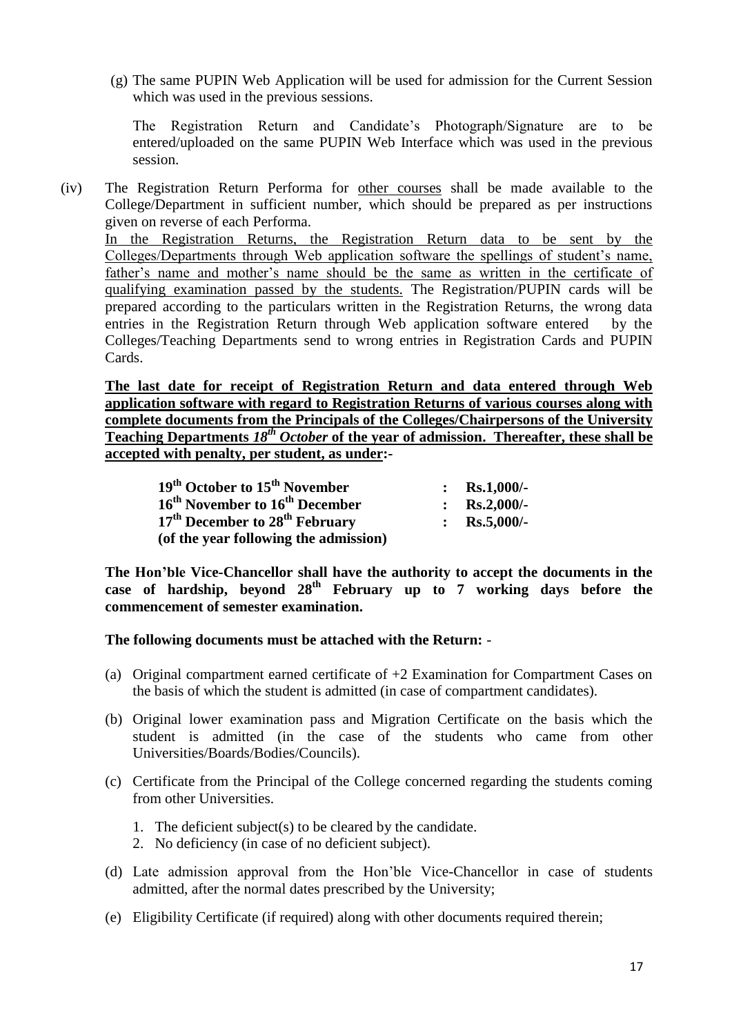(g) The same PUPIN Web Application will be used for admission for the Current Session which was used in the previous sessions.

The Registration Return and Candidate's Photograph/Signature are to be entered/uploaded on the same PUPIN Web Interface which was used in the previous session.

(iv) The Registration Return Performa for <u>other courses</u> shall be made available to the College/Department in sufficient number, which should be prepared as per instructions given on reverse of each Performa.

<u>In the Registration Returns, the Registration Return data to be sent by the Colleges/Departments through Web application software the spellings of student's name, father's name and mother's name should be the same as written in the certificate of qualifying examination passed by the students.</u> The Registration/PUPIN cards will be prepared according to the particulars written in the Registration Returns, the wrong data entries in the Registration Return through Web application software entered by the Colleges/Teaching Departments send to wrong entries in Registration Cards and PUPIN Cards.

<u>**The last date for receipt of Registration Return and data entered through Web application software with regard to Registration Returns of various courses along with complete documents from the Principals of the Colleges/Chairpersons of the University Teaching Departments *18th October* of the year of admission. Thereafter, these shall be accepted with penalty, per student, as under**</u>**:-**

| | | |
|---|---|---|
| **19th October to 15th November** | **:** | **Rs.1,000/-** |
| **16th November to 16th December** | **:** | **Rs.2,000/-** |
| **17th December to 28th February (of the year following the admission)** | **:** | **Rs.5,000/-** |

**The Hon'ble Vice-Chancellor shall have the authority to accept the documents in the case of hardship, beyond 28th February up to 7 working days before the commencement of semester examination.**

**The following documents must be attached with the Return:** -

(a) Original compartment earned certificate of +2 Examination for Compartment Cases on the basis of which the student is admitted (in case of compartment candidates).

(b) Original lower examination pass and Migration Certificate on the basis which the student is admitted (in the case of the students who came from other Universities/Boards/Bodies/Councils).

(c) Certificate from the Principal of the College concerned regarding the students coming from other Universities.

1. The deficient subject(s) to be cleared by the candidate.
2. No deficiency (in case of no deficient subject).

(d) Late admission approval from the Hon'ble Vice-Chancellor in case of students admitted, after the normal dates prescribed by the University;

(e) Eligibility Certificate (if required) along with other documents required therein;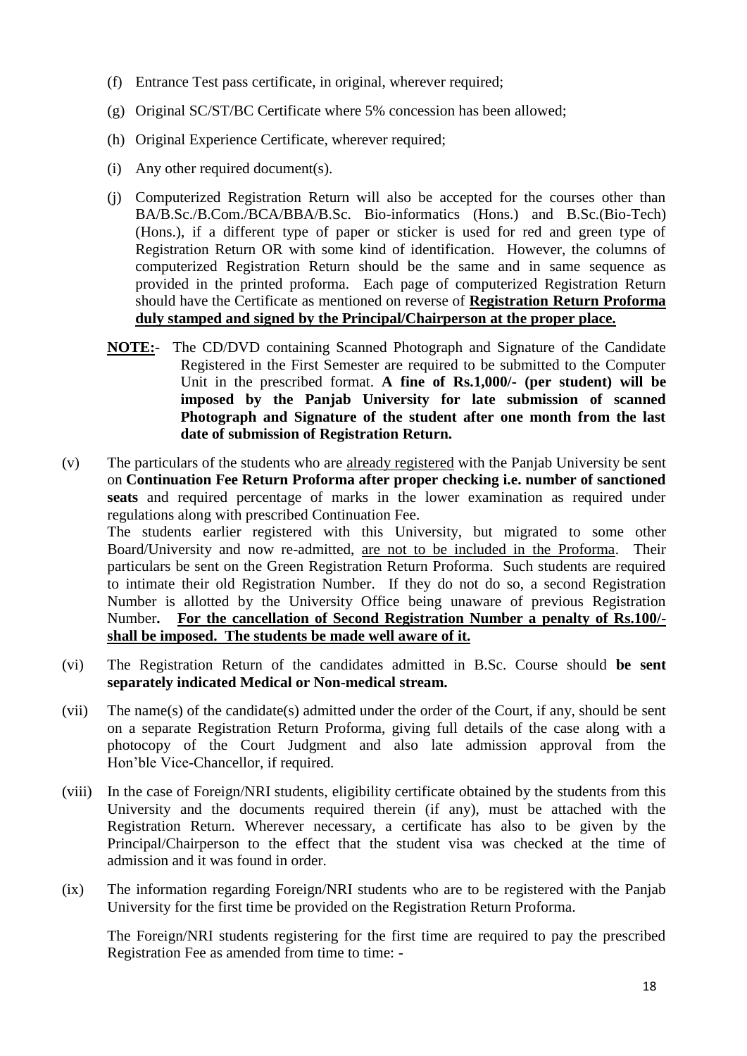(f) Entrance Test pass certificate, in original, wherever required;

(g) Original SC/ST/BC Certificate where 5% concession has been allowed;

(h) Original Experience Certificate, wherever required;

(i) Any other required document(s).

(j) Computerized Registration Return will also be accepted for the courses other than BA/B.Sc./B.Com./BCA/BBA/B.Sc. Bio-informatics (Hons.) and B.Sc.(Bio-Tech) (Hons.), if a different type of paper or sticker is used for red and green type of Registration Return OR with some kind of identification. However, the columns of computerized Registration Return should be the same and in same sequence as provided in the printed proforma. Each page of computerized Registration Return should have the Certificate as mentioned on reverse of **<u>Registration Return Proforma duly stamped and signed by the Principal/Chairperson at the proper place.</u>**

**<u>NOTE:</u>**- The CD/DVD containing Scanned Photograph and Signature of the Candidate Registered in the First Semester are required to be submitted to the Computer Unit in the prescribed format. **A fine of Rs.1,000/- (per student) will be imposed by the Panjab University for late submission of scanned Photograph and Signature of the student after one month from the last date of submission of Registration Return.**

(v) The particulars of the students who are <u>already registered</u> with the Panjab University be sent on **Continuation Fee Return Proforma after proper checking i.e. number of sanctioned seats** and required percentage of marks in the lower examination as required under regulations along with prescribed Continuation Fee.
The students earlier registered with this University, but migrated to some other Board/University and now re-admitted, <u>are not to be included in the Proforma</u>. Their particulars be sent on the Green Registration Return Proforma. Such students are required to intimate their old Registration Number. If they do not do so, a second Registration Number is allotted by the University Office being unaware of previous Registration Number**. <u>For the cancellation of Second Registration Number a penalty of Rs.100/- shall be imposed. The students be made well aware of it.</u>**

(vi) The Registration Return of the candidates admitted in B.Sc. Course should **be sent separately indicated Medical or Non-medical stream.**

(vii) The name(s) of the candidate(s) admitted under the order of the Court, if any, should be sent on a separate Registration Return Proforma, giving full details of the case along with a photocopy of the Court Judgment and also late admission approval from the Hon'ble Vice-Chancellor, if required.

(viii) In the case of Foreign/NRI students, eligibility certificate obtained by the students from this University and the documents required therein (if any), must be attached with the Registration Return. Wherever necessary, a certificate has also to be given by the Principal/Chairperson to the effect that the student visa was checked at the time of admission and it was found in order.

(ix) The information regarding Foreign/NRI students who are to be registered with the Panjab University for the first time be provided on the Registration Return Proforma.

The Foreign/NRI students registering for the first time are required to pay the prescribed Registration Fee as amended from time to time: -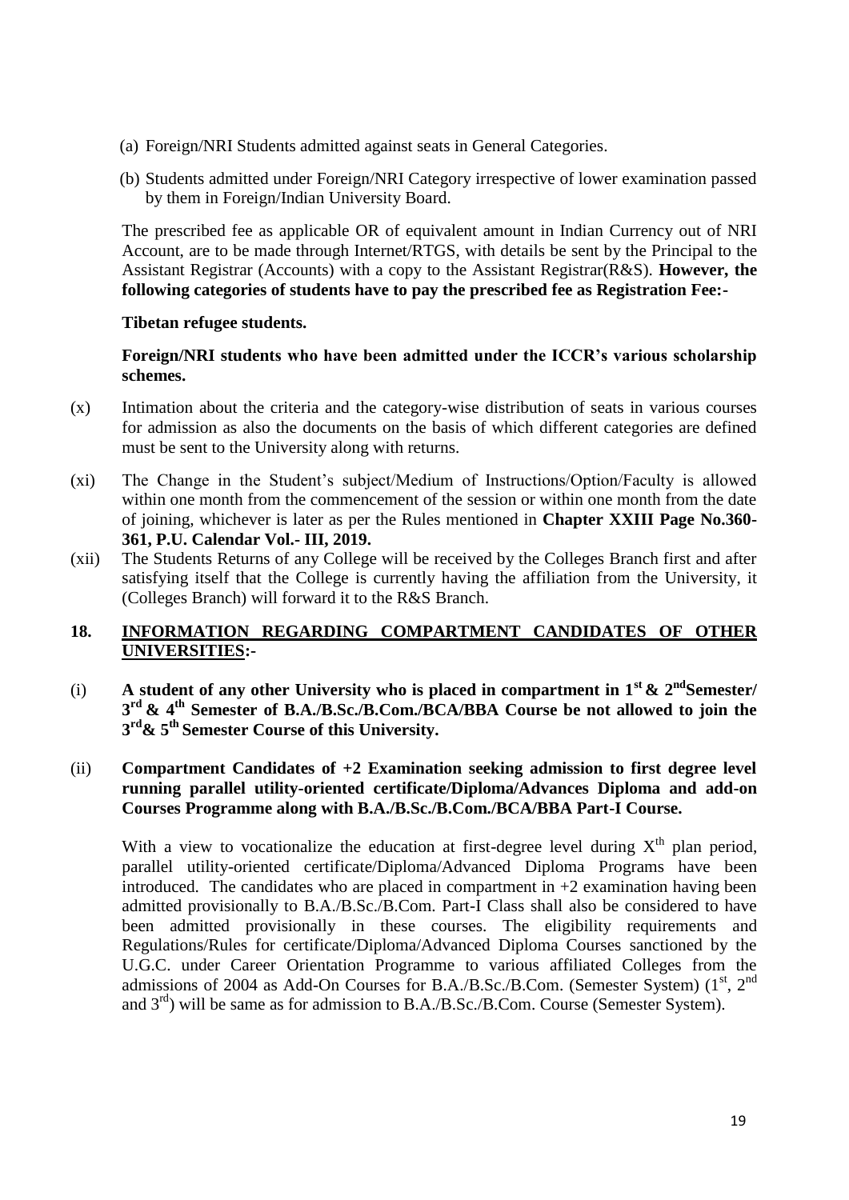(a) Foreign/NRI Students admitted against seats in General Categories.

(b) Students admitted under Foreign/NRI Category irrespective of lower examination passed by them in Foreign/Indian University Board.

The prescribed fee as applicable OR of equivalent amount in Indian Currency out of NRI Account, are to be made through Internet/RTGS, with details be sent by the Principal to the Assistant Registrar (Accounts) with a copy to the Assistant Registrar(R&S). **However, the following categories of students have to pay the prescribed fee as Registration Fee:-**

**Tibetan refugee students.**

**Foreign/NRI students who have been admitted under the ICCR's various scholarship schemes.**

(x) Intimation about the criteria and the category-wise distribution of seats in various courses for admission as also the documents on the basis of which different categories are defined must be sent to the University along with returns.

(xi) The Change in the Student's subject/Medium of Instructions/Option/Faculty is allowed within one month from the commencement of the session or within one month from the date of joining, whichever is later as per the Rules mentioned in **Chapter XXIII Page No.360-361, P.U. Calendar Vol.- III, 2019.**

(xii) The Students Returns of any College will be received by the Colleges Branch first and after satisfying itself that the College is currently having the affiliation from the University, it (Colleges Branch) will forward it to the R&S Branch.

## 18. INFORMATION REGARDING COMPARTMENT CANDIDATES OF OTHER UNIVERSITIES:-

(i) **A student of any other University who is placed in compartment in 1st & 2nd Semester/ 3rd & 4th Semester of B.A./B.Sc./B.Com./BCA/BBA Course be not allowed to join the 3rd & 5th Semester Course of this University.**

(ii) **Compartment Candidates of +2 Examination seeking admission to first degree level running parallel utility-oriented certificate/Diploma/Advances Diploma and add-on Courses Programme along with B.A./B.Sc./B.Com./BCA/BBA Part-I Course.**

With a view to vocationalize the education at first-degree level during Xth plan period, parallel utility-oriented certificate/Diploma/Advanced Diploma Programs have been introduced. The candidates who are placed in compartment in +2 examination having been admitted provisionally to B.A./B.Sc./B.Com. Part-I Class shall also be considered to have been admitted provisionally in these courses. The eligibility requirements and Regulations/Rules for certificate/Diploma/Advanced Diploma Courses sanctioned by the U.G.C. under Career Orientation Programme to various affiliated Colleges from the admissions of 2004 as Add-On Courses for B.A./B.Sc./B.Com. (Semester System) (1st, 2nd and 3rd) will be same as for admission to B.A./B.Sc./B.Com. Course (Semester System).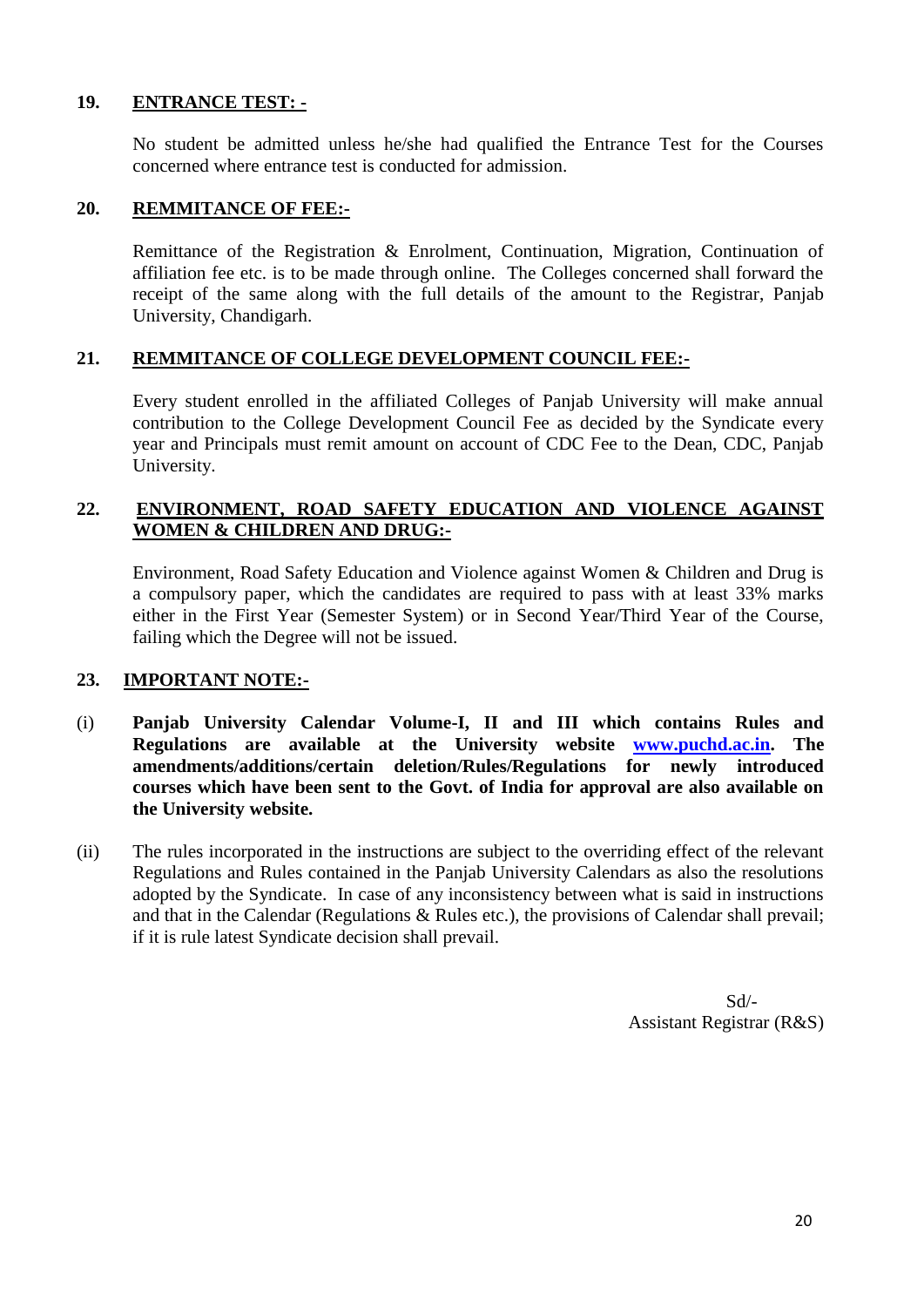**19. ENTRANCE TEST: -**

No student be admitted unless he/she had qualified the Entrance Test for the Courses concerned where entrance test is conducted for admission.

**20. REMMITANCE OF FEE:-**

Remittance of the Registration & Enrolment, Continuation, Migration, Continuation of affiliation fee etc. is to be made through online. The Colleges concerned shall forward the receipt of the same along with the full details of the amount to the Registrar, Panjab University, Chandigarh.

**21. REMMITANCE OF COLLEGE DEVELOPMENT COUNCIL FEE:-**

Every student enrolled in the affiliated Colleges of Panjab University will make annual contribution to the College Development Council Fee as decided by the Syndicate every year and Principals must remit amount on account of CDC Fee to the Dean, CDC, Panjab University.

**22. ENVIRONMENT, ROAD SAFETY EDUCATION AND VIOLENCE AGAINST WOMEN & CHILDREN AND DRUG:-**

Environment, Road Safety Education and Violence against Women & Children and Drug is a compulsory paper, which the candidates are required to pass with at least 33% marks either in the First Year (Semester System) or in Second Year/Third Year of the Course, failing which the Degree will not be issued.

**23. IMPORTANT NOTE:-**

(i) **Panjab University Calendar Volume-I, II and III which contains Rules and Regulations are available at the University website www.puchd.ac.in. The amendments/additions/certain deletion/Rules/Regulations for newly introduced courses which have been sent to the Govt. of India for approval are also available on the University website.**

(ii) The rules incorporated in the instructions are subject to the overriding effect of the relevant Regulations and Rules contained in the Panjab University Calendars as also the resolutions adopted by the Syndicate. In case of any inconsistency between what is said in instructions and that in the Calendar (Regulations & Rules etc.), the provisions of Calendar shall prevail; if it is rule latest Syndicate decision shall prevail.

Sd/-
Assistant Registrar (R&S)